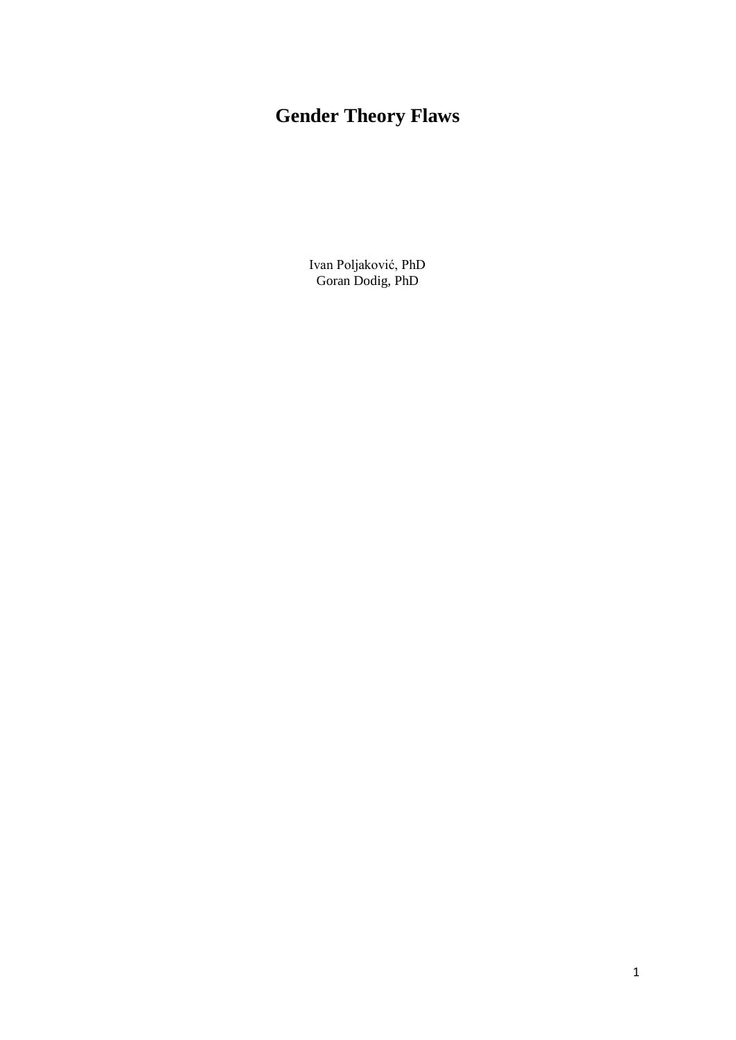# Gender Theory Flaws

Ivan Poljaković, PhD
Goran Dodig, PhD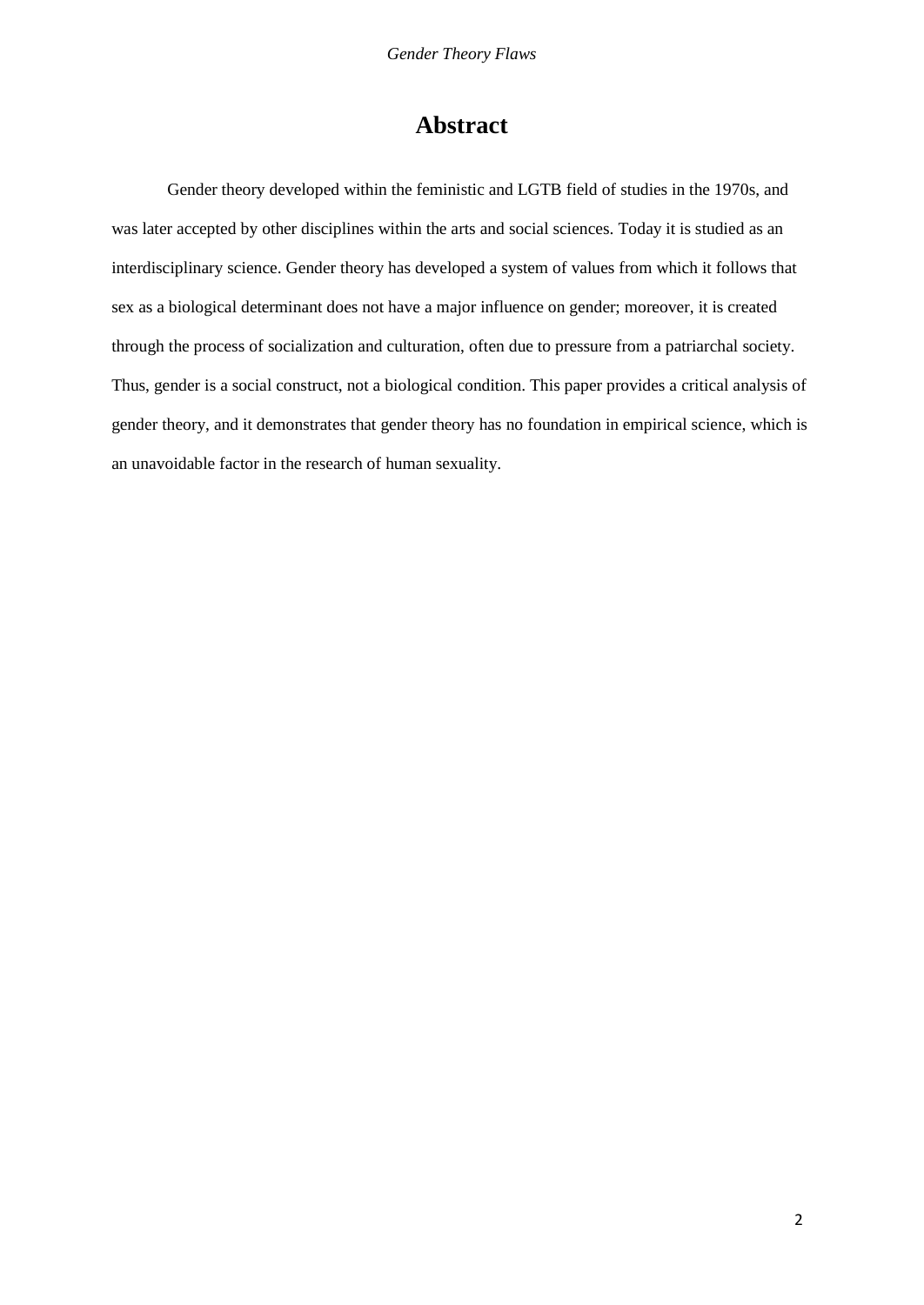# Abstract

Gender theory developed within the feministic and LGTB field of studies in the 1970s, and was later accepted by other disciplines within the arts and social sciences. Today it is studied as an interdisciplinary science. Gender theory has developed a system of values from which it follows that sex as a biological determinant does not have a major influence on gender; moreover, it is created through the process of socialization and culturation, often due to pressure from a patriarchal society. Thus, gender is a social construct, not a biological condition. This paper provides a critical analysis of gender theory, and it demonstrates that gender theory has no foundation in empirical science, which is an unavoidable factor in the research of human sexuality.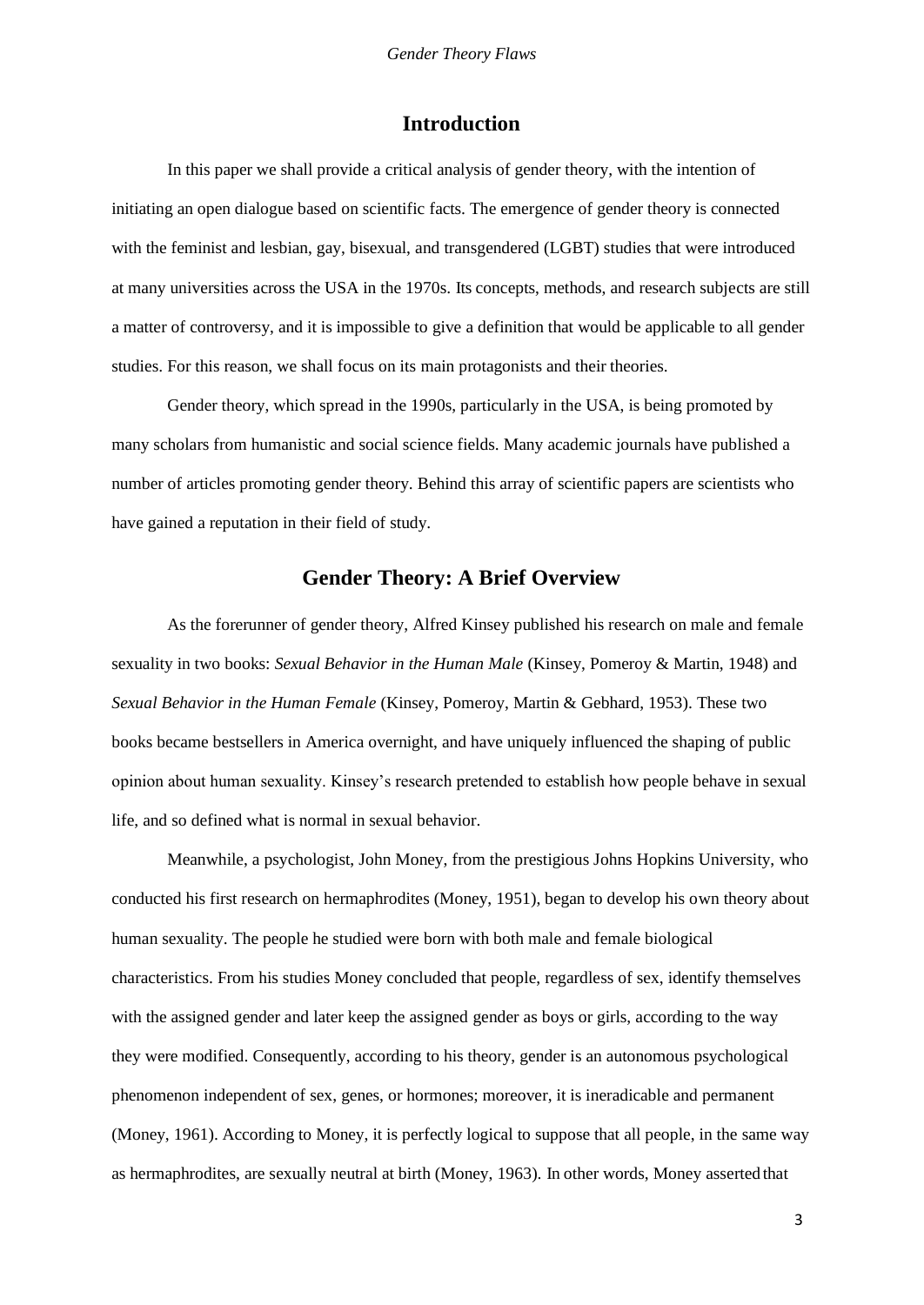## Introduction

In this paper we shall provide a critical analysis of gender theory, with the intention of initiating an open dialogue based on scientific facts. The emergence of gender theory is connected with the feminist and lesbian, gay, bisexual, and transgendered (LGBT) studies that were introduced at many universities across the USA in the 1970s. Its concepts, methods, and research subjects are still a matter of controversy, and it is impossible to give a definition that would be applicable to all gender studies. For this reason, we shall focus on its main protagonists and their theories.

Gender theory, which spread in the 1990s, particularly in the USA, is being promoted by many scholars from humanistic and social science fields. Many academic journals have published a number of articles promoting gender theory. Behind this array of scientific papers are scientists who have gained a reputation in their field of study.

## Gender Theory: A Brief Overview

As the forerunner of gender theory, Alfred Kinsey published his research on male and female sexuality in two books: *Sexual Behavior in the Human Male* (Kinsey, Pomeroy & Martin, 1948) and *Sexual Behavior in the Human Female* (Kinsey, Pomeroy, Martin & Gebhard, 1953). These two books became bestsellers in America overnight, and have uniquely influenced the shaping of public opinion about human sexuality. Kinsey's research pretended to establish how people behave in sexual life, and so defined what is normal in sexual behavior.

Meanwhile, a psychologist, John Money, from the prestigious Johns Hopkins University, who conducted his first research on hermaphrodites (Money, 1951), began to develop his own theory about human sexuality. The people he studied were born with both male and female biological characteristics. From his studies Money concluded that people, regardless of sex, identify themselves with the assigned gender and later keep the assigned gender as boys or girls, according to the way they were modified. Consequently, according to his theory, gender is an autonomous psychological phenomenon independent of sex, genes, or hormones; moreover, it is ineradicable and permanent (Money, 1961). According to Money, it is perfectly logical to suppose that all people, in the same way as hermaphrodites, are sexually neutral at birth (Money, 1963). In other words, Money asserted that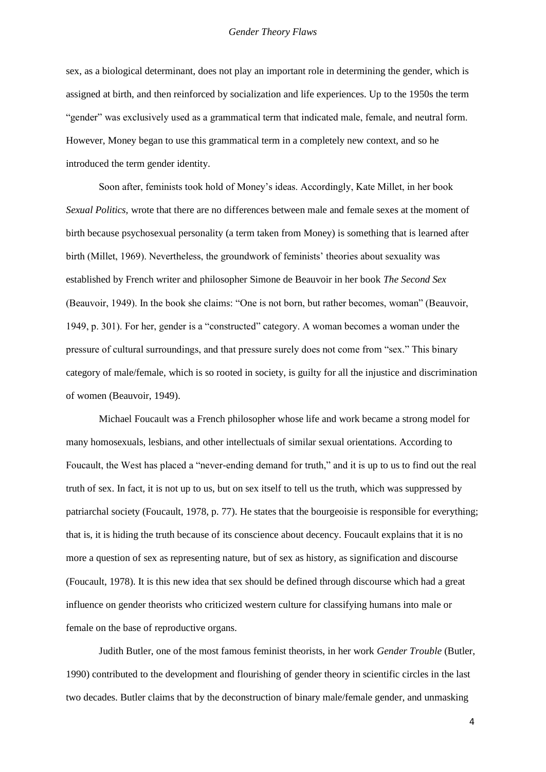sex, as a biological determinant, does not play an important role in determining the gender, which is assigned at birth, and then reinforced by socialization and life experiences. Up to the 1950s the term "gender" was exclusively used as a grammatical term that indicated male, female, and neutral form. However, Money began to use this grammatical term in a completely new context, and so he introduced the term gender identity.

Soon after, feminists took hold of Money's ideas. Accordingly, Kate Millet, in her book *Sexual Politics,* wrote that there are no differences between male and female sexes at the moment of birth because psychosexual personality (a term taken from Money) is something that is learned after birth (Millet, 1969). Nevertheless, the groundwork of feminists' theories about sexuality was established by French writer and philosopher Simone de Beauvoir in her book *The Second Sex* (Beauvoir, 1949). In the book she claims: "One is not born, but rather becomes, woman" (Beauvoir, 1949, p. 301). For her, gender is a "constructed" category. A woman becomes a woman under the pressure of cultural surroundings, and that pressure surely does not come from "sex." This binary category of male/female, which is so rooted in society, is guilty for all the injustice and discrimination of women (Beauvoir, 1949).

Michael Foucault was a French philosopher whose life and work became a strong model for many homosexuals, lesbians, and other intellectuals of similar sexual orientations. According to Foucault, the West has placed a "never-ending demand for truth," and it is up to us to find out the real truth of sex. In fact, it is not up to us, but on sex itself to tell us the truth, which was suppressed by patriarchal society (Foucault, 1978, p. 77). He states that the bourgeoisie is responsible for everything; that is, it is hiding the truth because of its conscience about decency. Foucault explains that it is no more a question of sex as representing nature, but of sex as history, as signification and discourse (Foucault, 1978). It is this new idea that sex should be defined through discourse which had a great influence on gender theorists who criticized western culture for classifying humans into male or female on the base of reproductive organs.

Judith Butler, one of the most famous feminist theorists, in her work *Gender Trouble* (Butler, 1990) contributed to the development and flourishing of gender theory in scientific circles in the last two decades. Butler claims that by the deconstruction of binary male/female gender, and unmasking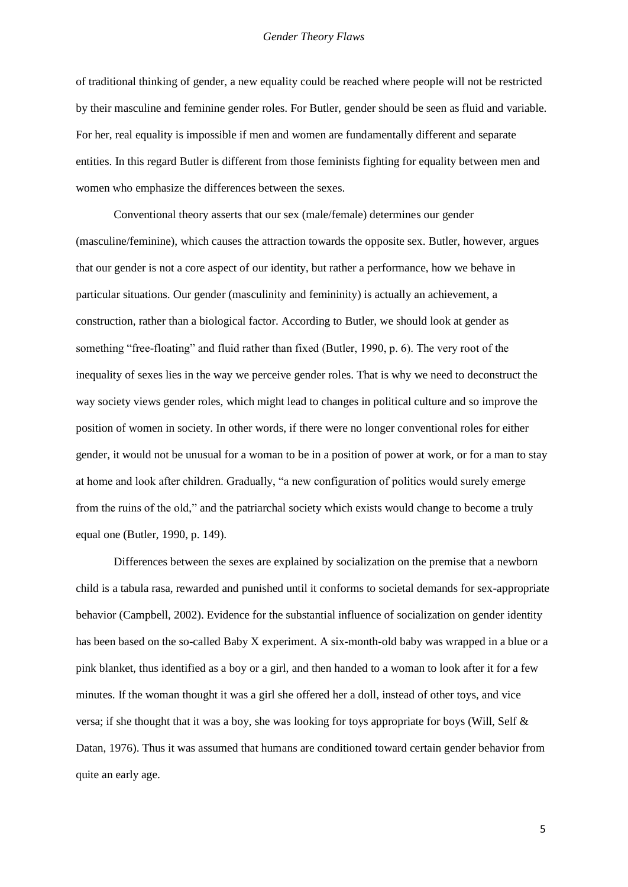of traditional thinking of gender, a new equality could be reached where people will not be restricted by their masculine and feminine gender roles. For Butler, gender should be seen as fluid and variable. For her, real equality is impossible if men and women are fundamentally different and separate entities. In this regard Butler is different from those feminists fighting for equality between men and women who emphasize the differences between the sexes.

Conventional theory asserts that our sex (male/female) determines our gender (masculine/feminine), which causes the attraction towards the opposite sex. Butler, however, argues that our gender is not a core aspect of our identity, but rather a performance, how we behave in particular situations. Our gender (masculinity and femininity) is actually an achievement, a construction, rather than a biological factor. According to Butler, we should look at gender as something "free-floating" and fluid rather than fixed (Butler, 1990, p. 6). The very root of the inequality of sexes lies in the way we perceive gender roles. That is why we need to deconstruct the way society views gender roles, which might lead to changes in political culture and so improve the position of women in society. In other words, if there were no longer conventional roles for either gender, it would not be unusual for a woman to be in a position of power at work, or for a man to stay at home and look after children. Gradually, "a new configuration of politics would surely emerge from the ruins of the old," and the patriarchal society which exists would change to become a truly equal one (Butler, 1990, p. 149).

Differences between the sexes are explained by socialization on the premise that a newborn child is a tabula rasa, rewarded and punished until it conforms to societal demands for sex-appropriate behavior (Campbell, 2002). Evidence for the substantial influence of socialization on gender identity has been based on the so-called Baby X experiment. A six-month-old baby was wrapped in a blue or a pink blanket, thus identified as a boy or a girl, and then handed to a woman to look after it for a few minutes. If the woman thought it was a girl she offered her a doll, instead of other toys, and vice versa; if she thought that it was a boy, she was looking for toys appropriate for boys (Will, Self & Datan, 1976). Thus it was assumed that humans are conditioned toward certain gender behavior from quite an early age.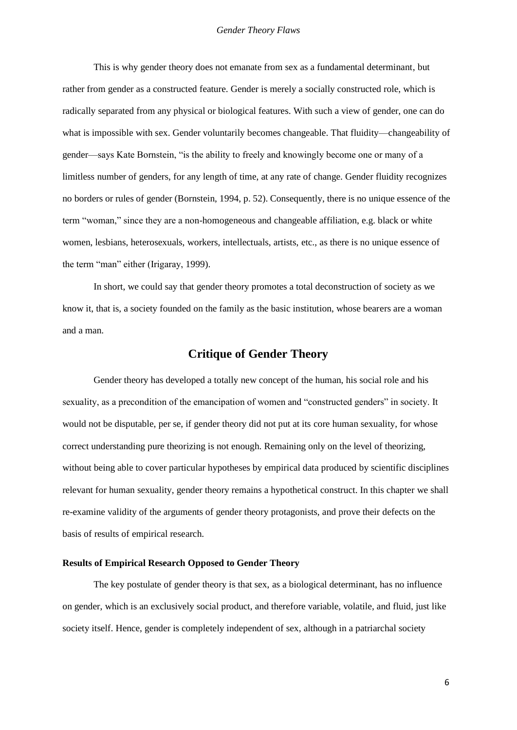This is why gender theory does not emanate from sex as a fundamental determinant, but rather from gender as a constructed feature. Gender is merely a socially constructed role, which is radically separated from any physical or biological features. With such a view of gender, one can do what is impossible with sex. Gender voluntarily becomes changeable. That fluidity—changeability of gender—says Kate Bornstein, "is the ability to freely and knowingly become one or many of a limitless number of genders, for any length of time, at any rate of change. Gender fluidity recognizes no borders or rules of gender (Bornstein, 1994, p. 52). Consequently, there is no unique essence of the term "woman," since they are a non-homogeneous and changeable affiliation, e.g. black or white women, lesbians, heterosexuals, workers, intellectuals, artists, etc., as there is no unique essence of the term "man" either (Irigaray, 1999).

In short, we could say that gender theory promotes a total deconstruction of society as we know it, that is, a society founded on the family as the basic institution, whose bearers are a woman and a man.

## Critique of Gender Theory

Gender theory has developed a totally new concept of the human, his social role and his sexuality, as a precondition of the emancipation of women and "constructed genders" in society. It would not be disputable, per se, if gender theory did not put at its core human sexuality, for whose correct understanding pure theorizing is not enough. Remaining only on the level of theorizing, without being able to cover particular hypotheses by empirical data produced by scientific disciplines relevant for human sexuality, gender theory remains a hypothetical construct. In this chapter we shall re-examine validity of the arguments of gender theory protagonists, and prove their defects on the basis of results of empirical research.

### Results of Empirical Research Opposed to Gender Theory

The key postulate of gender theory is that sex, as a biological determinant, has no influence on gender, which is an exclusively social product, and therefore variable, volatile, and fluid, just like society itself. Hence, gender is completely independent of sex, although in a patriarchal society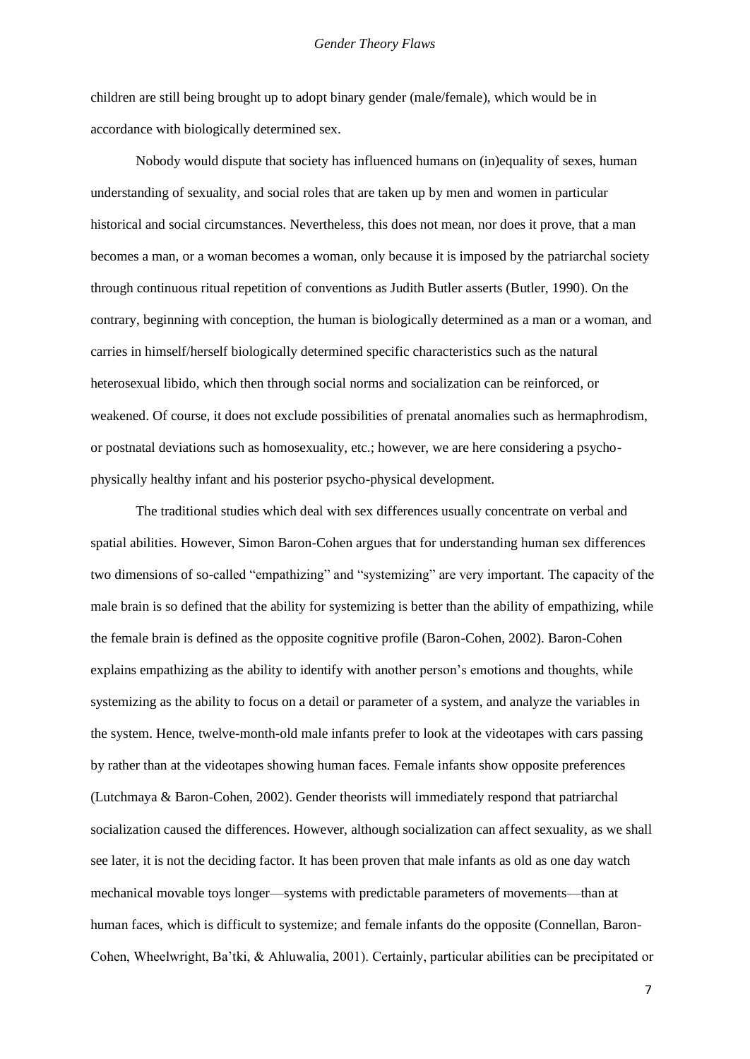children are still being brought up to adopt binary gender (male/female), which would be in accordance with biologically determined sex.

Nobody would dispute that society has influenced humans on (in)equality of sexes, human understanding of sexuality, and social roles that are taken up by men and women in particular historical and social circumstances. Nevertheless, this does not mean, nor does it prove, that a man becomes a man, or a woman becomes a woman, only because it is imposed by the patriarchal society through continuous ritual repetition of conventions as Judith Butler asserts (Butler, 1990). On the contrary, beginning with conception, the human is biologically determined as a man or a woman, and carries in himself/herself biologically determined specific characteristics such as the natural heterosexual libido, which then through social norms and socialization can be reinforced, or weakened. Of course, it does not exclude possibilities of prenatal anomalies such as hermaphrodism, or postnatal deviations such as homosexuality, etc.; however, we are here considering a psycho-physically healthy infant and his posterior psycho-physical development.

The traditional studies which deal with sex differences usually concentrate on verbal and spatial abilities. However, Simon Baron-Cohen argues that for understanding human sex differences two dimensions of so-called "empathizing" and "systemizing" are very important. The capacity of the male brain is so defined that the ability for systemizing is better than the ability of empathizing, while the female brain is defined as the opposite cognitive profile (Baron-Cohen, 2002). Baron-Cohen explains empathizing as the ability to identify with another person's emotions and thoughts, while systemizing as the ability to focus on a detail or parameter of a system, and analyze the variables in the system. Hence, twelve-month-old male infants prefer to look at the videotapes with cars passing by rather than at the videotapes showing human faces. Female infants show opposite preferences (Lutchmaya & Baron-Cohen, 2002). Gender theorists will immediately respond that patriarchal socialization caused the differences. However, although socialization can affect sexuality, as we shall see later, it is not the deciding factor. It has been proven that male infants as old as one day watch mechanical movable toys longer—systems with predictable parameters of movements—than at human faces, which is difficult to systemize; and female infants do the opposite (Connellan, Baron-Cohen, Wheelwright, Ba'tki, & Ahluwalia, 2001). Certainly, particular abilities can be precipitated or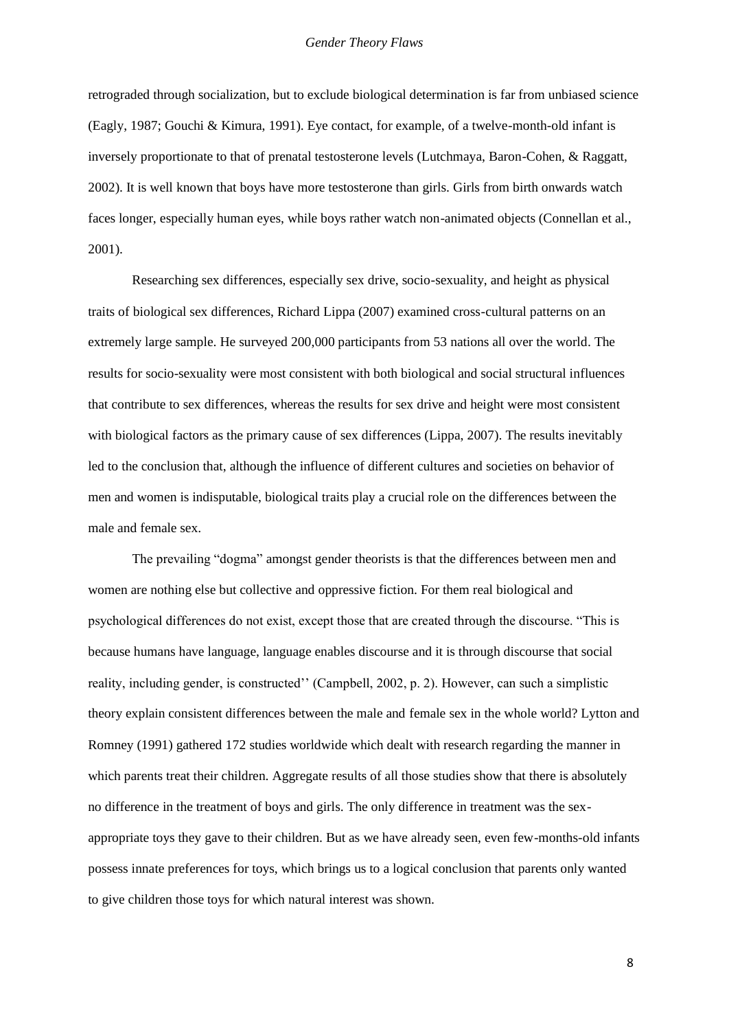retrograded through socialization, but to exclude biological determination is far from unbiased science (Eagly, 1987; Gouchi & Kimura, 1991). Eye contact, for example, of a twelve-month-old infant is inversely proportionate to that of prenatal testosterone levels (Lutchmaya, Baron-Cohen, & Raggatt, 2002). It is well known that boys have more testosterone than girls. Girls from birth onwards watch faces longer, especially human eyes, while boys rather watch non-animated objects (Connellan et al., 2001).

Researching sex differences, especially sex drive, socio-sexuality, and height as physical traits of biological sex differences, Richard Lippa (2007) examined cross-cultural patterns on an extremely large sample. He surveyed 200,000 participants from 53 nations all over the world. The results for socio-sexuality were most consistent with both biological and social structural influences that contribute to sex differences, whereas the results for sex drive and height were most consistent with biological factors as the primary cause of sex differences (Lippa, 2007). The results inevitably led to the conclusion that, although the influence of different cultures and societies on behavior of men and women is indisputable, biological traits play a crucial role on the differences between the male and female sex.

The prevailing "dogma" amongst gender theorists is that the differences between men and women are nothing else but collective and oppressive fiction. For them real biological and psychological differences do not exist, except those that are created through the discourse. "This is because humans have language, language enables discourse and it is through discourse that social reality, including gender, is constructed'' (Campbell, 2002, p. 2). However, can such a simplistic theory explain consistent differences between the male and female sex in the whole world? Lytton and Romney (1991) gathered 172 studies worldwide which dealt with research regarding the manner in which parents treat their children. Aggregate results of all those studies show that there is absolutely no difference in the treatment of boys and girls. The only difference in treatment was the sex-appropriate toys they gave to their children. But as we have already seen, even few-months-old infants possess innate preferences for toys, which brings us to a logical conclusion that parents only wanted to give children those toys for which natural interest was shown.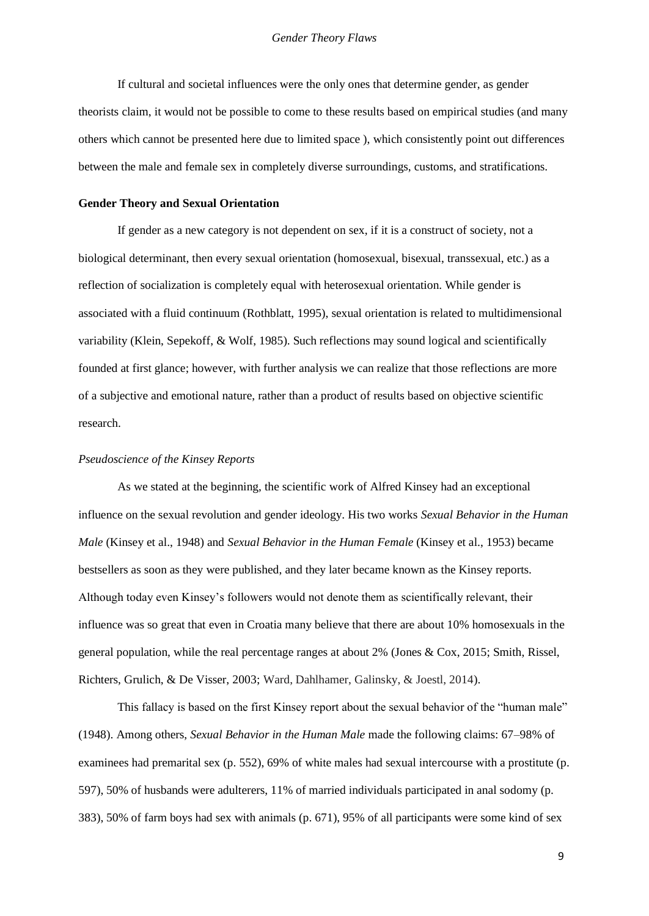If cultural and societal influences were the only ones that determine gender, as gender theorists claim, it would not be possible to come to these results based on empirical studies (and many others which cannot be presented here due to limited space ), which consistently point out differences between the male and female sex in completely diverse surroundings, customs, and stratifications.

## Gender Theory and Sexual Orientation

If gender as a new category is not dependent on sex, if it is a construct of society, not a biological determinant, then every sexual orientation (homosexual, bisexual, transsexual, etc.) as a reflection of socialization is completely equal with heterosexual orientation. While gender is associated with a fluid continuum (Rothblatt, 1995), sexual orientation is related to multidimensional variability (Klein, Sepekoff, & Wolf, 1985). Such reflections may sound logical and scientifically founded at first glance; however, with further analysis we can realize that those reflections are more of a subjective and emotional nature, rather than a product of results based on objective scientific research.

### *Pseudoscience of the Kinsey Reports*

As we stated at the beginning, the scientific work of Alfred Kinsey had an exceptional influence on the sexual revolution and gender ideology. His two works *Sexual Behavior in the Human Male* (Kinsey et al., 1948) and *Sexual Behavior in the Human Female* (Kinsey et al., 1953) became bestsellers as soon as they were published, and they later became known as the Kinsey reports. Although today even Kinsey's followers would not denote them as scientifically relevant, their influence was so great that even in Croatia many believe that there are about 10% homosexuals in the general population, while the real percentage ranges at about 2% (Jones & Cox, 2015; Smith, Rissel, Richters, Grulich, & De Visser, 2003; Ward, Dahlhamer, Galinsky, & Joestl, 2014).

This fallacy is based on the first Kinsey report about the sexual behavior of the "human male" (1948). Among others, *Sexual Behavior in the Human Male* made the following claims: 67–98% of examinees had premarital sex (p. 552), 69% of white males had sexual intercourse with a prostitute (p. 597), 50% of husbands were adulterers, 11% of married individuals participated in anal sodomy (p. 383), 50% of farm boys had sex with animals (p. 671), 95% of all participants were some kind of sex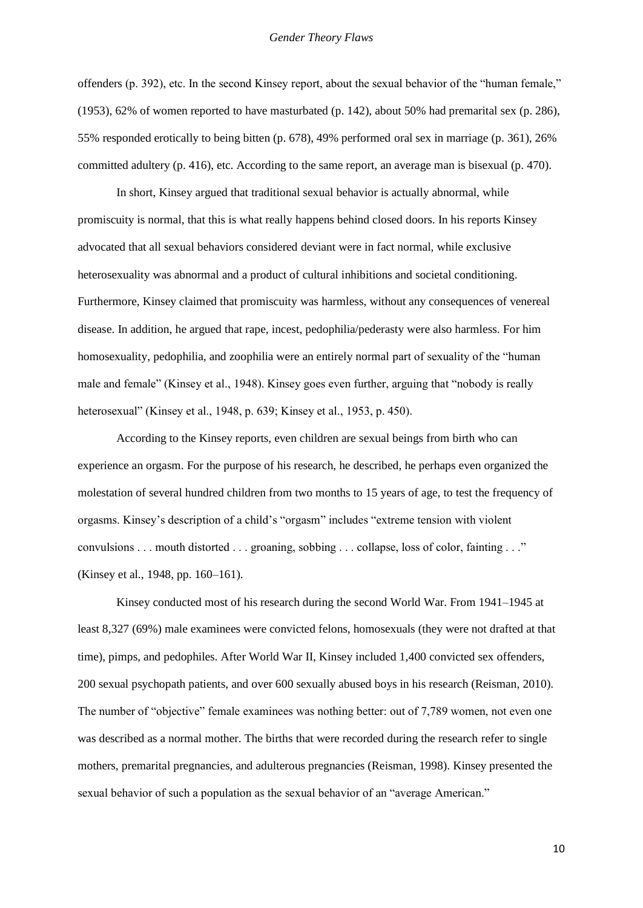offenders (p. 392), etc. In the second Kinsey report, about the sexual behavior of the "human female," (1953), 62% of women reported to have masturbated (p. 142), about 50% had premarital sex (p. 286), 55% responded erotically to being bitten (p. 678), 49% performed oral sex in marriage (p. 361), 26% committed adultery (p. 416), etc. According to the same report, an average man is bisexual (p. 470).

In short, Kinsey argued that traditional sexual behavior is actually abnormal, while promiscuity is normal, that this is what really happens behind closed doors. In his reports Kinsey advocated that all sexual behaviors considered deviant were in fact normal, while exclusive heterosexuality was abnormal and a product of cultural inhibitions and societal conditioning. Furthermore, Kinsey claimed that promiscuity was harmless, without any consequences of venereal disease. In addition, he argued that rape, incest, pedophilia/pederasty were also harmless. For him homosexuality, pedophilia, and zoophilia were an entirely normal part of sexuality of the "human male and female" (Kinsey et al., 1948). Kinsey goes even further, arguing that "nobody is really heterosexual" (Kinsey et al., 1948, p. 639; Kinsey et al., 1953, p. 450).

According to the Kinsey reports, even children are sexual beings from birth who can experience an orgasm. For the purpose of his research, he described, he perhaps even organized the molestation of several hundred children from two months to 15 years of age, to test the frequency of orgasms. Kinsey's description of a child's "orgasm" includes "extreme tension with violent convulsions . . . mouth distorted . . . groaning, sobbing . . . collapse, loss of color, fainting . . ." (Kinsey et al., 1948, pp. 160–161).

Kinsey conducted most of his research during the second World War. From 1941–1945 at least 8,327 (69%) male examinees were convicted felons, homosexuals (they were not drafted at that time), pimps, and pedophiles. After World War II, Kinsey included 1,400 convicted sex offenders, 200 sexual psychopath patients, and over 600 sexually abused boys in his research (Reisman, 2010). The number of "objective" female examinees was nothing better: out of 7,789 women, not even one was described as a normal mother. The births that were recorded during the research refer to single mothers, premarital pregnancies, and adulterous pregnancies (Reisman, 1998). Kinsey presented the sexual behavior of such a population as the sexual behavior of an "average American."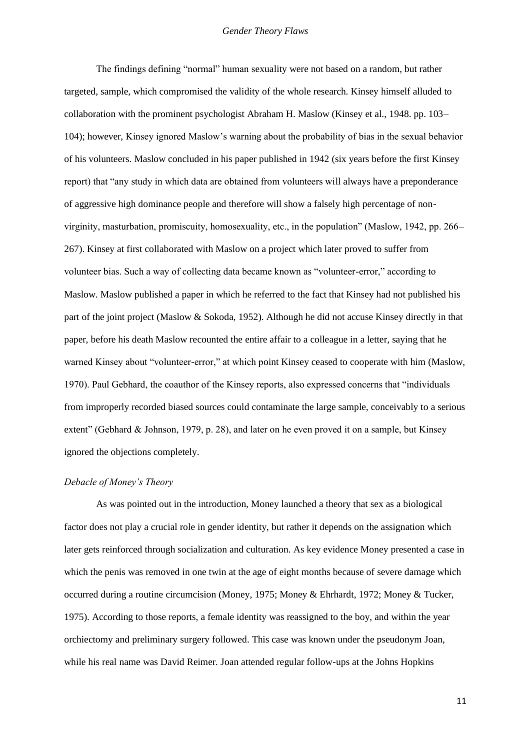The findings defining "normal" human sexuality were not based on a random, but rather targeted, sample, which compromised the validity of the whole research. Kinsey himself alluded to collaboration with the prominent psychologist Abraham H. Maslow (Kinsey et al., 1948. pp. 103–104); however, Kinsey ignored Maslow's warning about the probability of bias in the sexual behavior of his volunteers. Maslow concluded in his paper published in 1942 (six years before the first Kinsey report) that "any study in which data are obtained from volunteers will always have a preponderance of aggressive high dominance people and therefore will show a falsely high percentage of non-virginity, masturbation, promiscuity, homosexuality, etc., in the population" (Maslow, 1942, pp. 266–267). Kinsey at first collaborated with Maslow on a project which later proved to suffer from volunteer bias. Such a way of collecting data became known as "volunteer-error," according to Maslow. Maslow published a paper in which he referred to the fact that Kinsey had not published his part of the joint project (Maslow & Sokoda, 1952). Although he did not accuse Kinsey directly in that paper, before his death Maslow recounted the entire affair to a colleague in a letter, saying that he warned Kinsey about "volunteer-error," at which point Kinsey ceased to cooperate with him (Maslow, 1970). Paul Gebhard, the coauthor of the Kinsey reports, also expressed concerns that "individuals from improperly recorded biased sources could contaminate the large sample, conceivably to a serious extent" (Gebhard & Johnson, 1979, p. 28), and later on he even proved it on a sample, but Kinsey ignored the objections completely.

### *Debacle of Money's Theory*

As was pointed out in the introduction, Money launched a theory that sex as a biological factor does not play a crucial role in gender identity, but rather it depends on the assignation which later gets reinforced through socialization and culturation. As key evidence Money presented a case in which the penis was removed in one twin at the age of eight months because of severe damage which occurred during a routine circumcision (Money, 1975; Money & Ehrhardt, 1972; Money & Tucker, 1975). According to those reports, a female identity was reassigned to the boy, and within the year orchiectomy and preliminary surgery followed. This case was known under the pseudonym Joan, while his real name was David Reimer. Joan attended regular follow-ups at the Johns Hopkins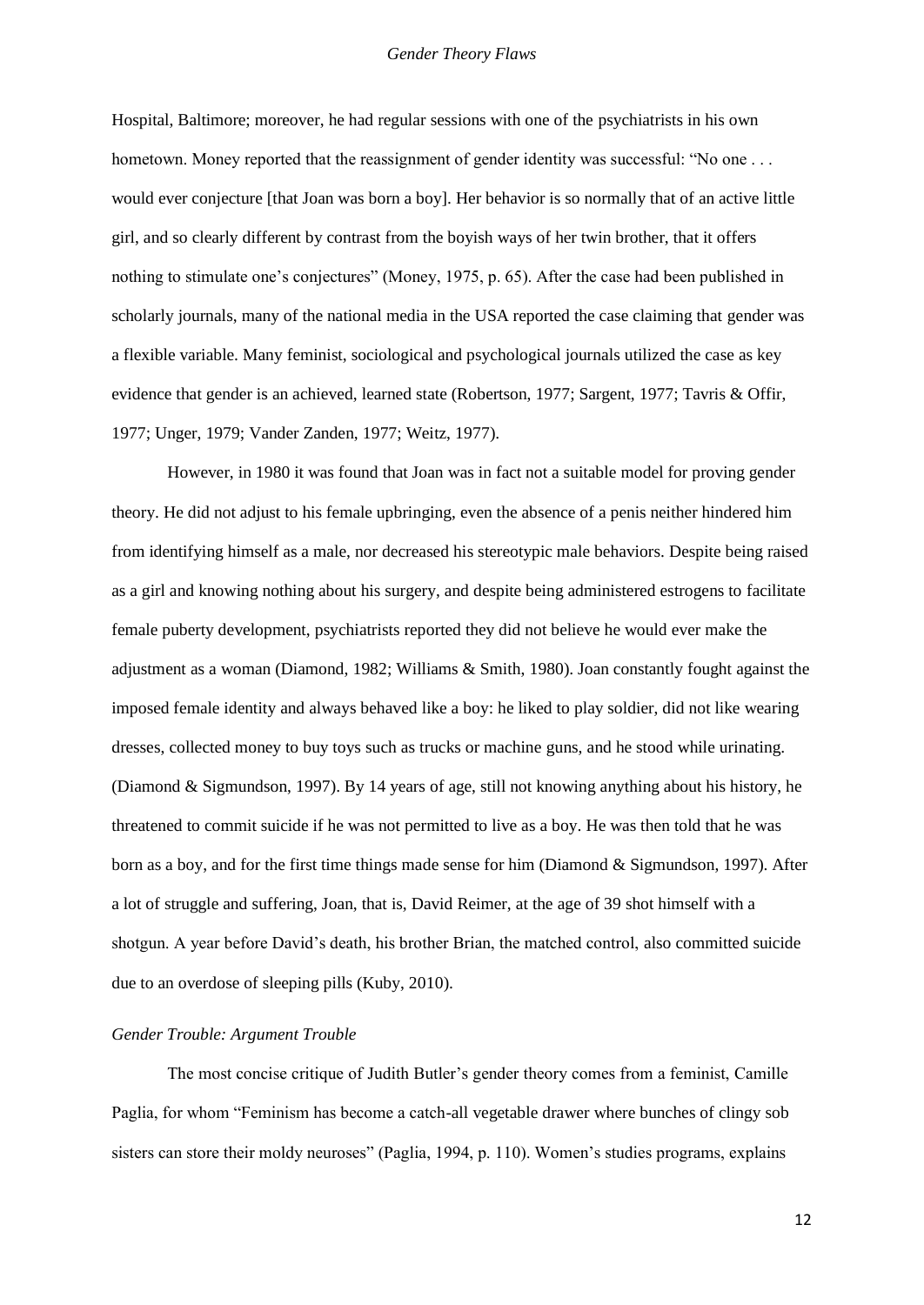Hospital, Baltimore; moreover, he had regular sessions with one of the psychiatrists in his own hometown. Money reported that the reassignment of gender identity was successful: "No one . . . would ever conjecture [that Joan was born a boy]. Her behavior is so normally that of an active little girl, and so clearly different by contrast from the boyish ways of her twin brother, that it offers nothing to stimulate one's conjectures" (Money, 1975, p. 65). After the case had been published in scholarly journals, many of the national media in the USA reported the case claiming that gender was a flexible variable. Many feminist, sociological and psychological journals utilized the case as key evidence that gender is an achieved, learned state (Robertson, 1977; Sargent, 1977; Tavris & Offir, 1977; Unger, 1979; Vander Zanden, 1977; Weitz, 1977).

However, in 1980 it was found that Joan was in fact not a suitable model for proving gender theory. He did not adjust to his female upbringing, even the absence of a penis neither hindered him from identifying himself as a male, nor decreased his stereotypic male behaviors. Despite being raised as a girl and knowing nothing about his surgery, and despite being administered estrogens to facilitate female puberty development, psychiatrists reported they did not believe he would ever make the adjustment as a woman (Diamond, 1982; Williams & Smith, 1980). Joan constantly fought against the imposed female identity and always behaved like a boy: he liked to play soldier, did not like wearing dresses, collected money to buy toys such as trucks or machine guns, and he stood while urinating. (Diamond & Sigmundson, 1997). By 14 years of age, still not knowing anything about his history, he threatened to commit suicide if he was not permitted to live as a boy. He was then told that he was born as a boy, and for the first time things made sense for him (Diamond & Sigmundson, 1997). After a lot of struggle and suffering, Joan, that is, David Reimer, at the age of 39 shot himself with a shotgun. A year before David's death, his brother Brian, the matched control, also committed suicide due to an overdose of sleeping pills (Kuby, 2010).

### *Gender Trouble: Argument Trouble*

The most concise critique of Judith Butler's gender theory comes from a feminist, Camille Paglia, for whom "Feminism has become a catch-all vegetable drawer where bunches of clingy sob sisters can store their moldy neuroses" (Paglia, 1994, p. 110). Women's studies programs, explains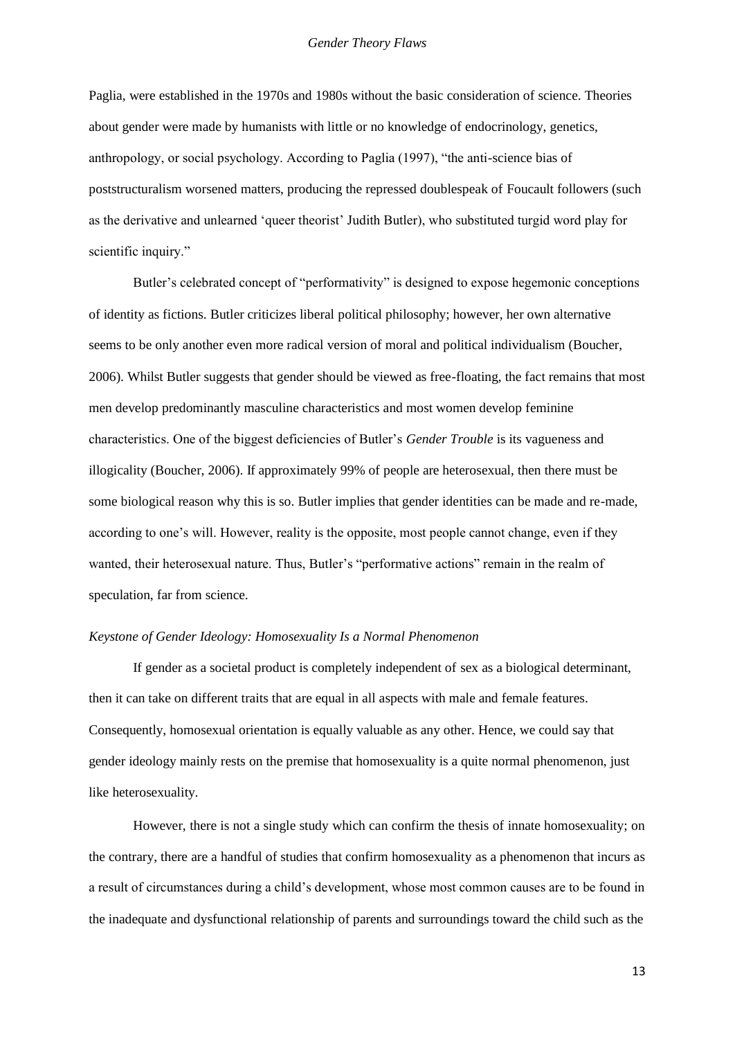Paglia, were established in the 1970s and 1980s without the basic consideration of science. Theories about gender were made by humanists with little or no knowledge of endocrinology, genetics, anthropology, or social psychology. According to Paglia (1997), "the anti-science bias of poststructuralism worsened matters, producing the repressed doublespeak of Foucault followers (such as the derivative and unlearned 'queer theorist' Judith Butler), who substituted turgid word play for scientific inquiry."

Butler's celebrated concept of "performativity" is designed to expose hegemonic conceptions of identity as fictions. Butler criticizes liberal political philosophy; however, her own alternative seems to be only another even more radical version of moral and political individualism (Boucher, 2006). Whilst Butler suggests that gender should be viewed as free-floating, the fact remains that most men develop predominantly masculine characteristics and most women develop feminine characteristics. One of the biggest deficiencies of Butler's *Gender Trouble* is its vagueness and illogicality (Boucher, 2006). If approximately 99% of people are heterosexual, then there must be some biological reason why this is so. Butler implies that gender identities can be made and re-made, according to one's will. However, reality is the opposite, most people cannot change, even if they wanted, their heterosexual nature. Thus, Butler's "performative actions" remain in the realm of speculation, far from science.

*Keystone of Gender Ideology: Homosexuality Is a Normal Phenomenon*

If gender as a societal product is completely independent of sex as a biological determinant, then it can take on different traits that are equal in all aspects with male and female features. Consequently, homosexual orientation is equally valuable as any other. Hence, we could say that gender ideology mainly rests on the premise that homosexuality is a quite normal phenomenon, just like heterosexuality.

However, there is not a single study which can confirm the thesis of innate homosexuality; on the contrary, there are a handful of studies that confirm homosexuality as a phenomenon that incurs as a result of circumstances during a child's development, whose most common causes are to be found in the inadequate and dysfunctional relationship of parents and surroundings toward the child such as the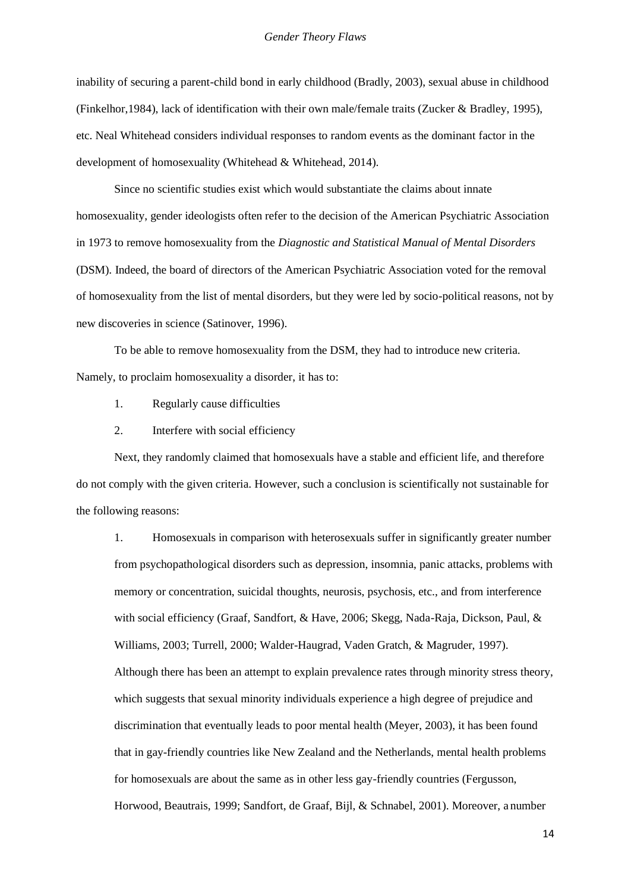inability of securing a parent-child bond in early childhood (Bradly, 2003), sexual abuse in childhood (Finkelhor,1984), lack of identification with their own male/female traits (Zucker & Bradley, 1995), etc. Neal Whitehead considers individual responses to random events as the dominant factor in the development of homosexuality (Whitehead & Whitehead, 2014).

Since no scientific studies exist which would substantiate the claims about innate homosexuality, gender ideologists often refer to the decision of the American Psychiatric Association in 1973 to remove homosexuality from the *Diagnostic and Statistical Manual of Mental Disorders* (DSM). Indeed, the board of directors of the American Psychiatric Association voted for the removal of homosexuality from the list of mental disorders, but they were led by socio-political reasons, not by new discoveries in science (Satinover, 1996).

To be able to remove homosexuality from the DSM, they had to introduce new criteria. Namely, to proclaim homosexuality a disorder, it has to:

1. Regularly cause difficulties
2. Interfere with social efficiency

Next, they randomly claimed that homosexuals have a stable and efficient life, and therefore do not comply with the given criteria. However, such a conclusion is scientifically not sustainable for the following reasons:

1. Homosexuals in comparison with heterosexuals suffer in significantly greater number from psychopathological disorders such as depression, insomnia, panic attacks, problems with memory or concentration, suicidal thoughts, neurosis, psychosis, etc., and from interference with social efficiency (Graaf, Sandfort, & Have, 2006; Skegg, Nada-Raja, Dickson, Paul, & Williams, 2003; Turrell, 2000; Walder-Haugrad, Vaden Gratch, & Magruder, 1997). Although there has been an attempt to explain prevalence rates through minority stress theory, which suggests that sexual minority individuals experience a high degree of prejudice and discrimination that eventually leads to poor mental health (Meyer, 2003), it has been found that in gay-friendly countries like New Zealand and the Netherlands, mental health problems for homosexuals are about the same as in other less gay-friendly countries (Fergusson, Horwood, Beautrais, 1999; Sandfort, de Graaf, Bijl, & Schnabel, 2001). Moreover, a number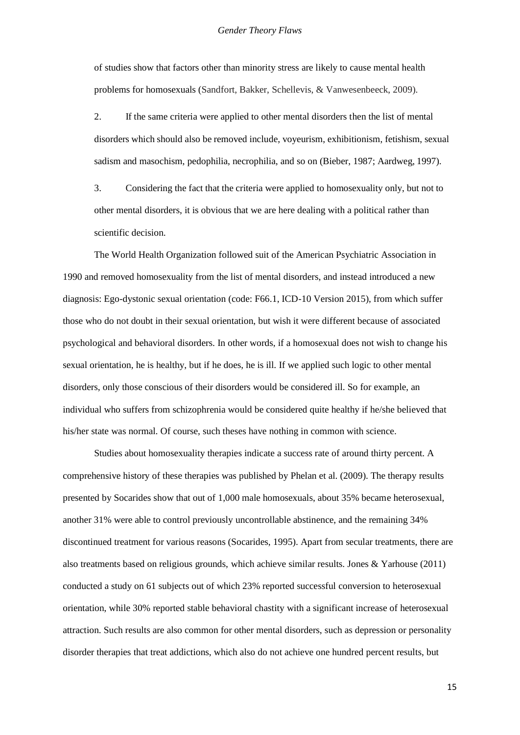of studies show that factors other than minority stress are likely to cause mental health problems for homosexuals (Sandfort, Bakker, Schellevis, & Vanwesenbeeck, 2009).

2. If the same criteria were applied to other mental disorders then the list of mental disorders which should also be removed include, voyeurism, exhibitionism, fetishism, sexual sadism and masochism, pedophilia, necrophilia, and so on (Bieber, 1987; Aardweg, 1997).

3. Considering the fact that the criteria were applied to homosexuality only, but not to other mental disorders, it is obvious that we are here dealing with a political rather than scientific decision.

The World Health Organization followed suit of the American Psychiatric Association in 1990 and removed homosexuality from the list of mental disorders, and instead introduced a new diagnosis: Ego-dystonic sexual orientation (code: F66.1, ICD-10 Version 2015), from which suffer those who do not doubt in their sexual orientation, but wish it were different because of associated psychological and behavioral disorders. In other words, if a homosexual does not wish to change his sexual orientation, he is healthy, but if he does, he is ill. If we applied such logic to other mental disorders, only those conscious of their disorders would be considered ill. So for example, an individual who suffers from schizophrenia would be considered quite healthy if he/she believed that his/her state was normal. Of course, such theses have nothing in common with science.

Studies about homosexuality therapies indicate a success rate of around thirty percent. A comprehensive history of these therapies was published by Phelan et al. (2009). The therapy results presented by Socarides show that out of 1,000 male homosexuals, about 35% became heterosexual, another 31% were able to control previously uncontrollable abstinence, and the remaining 34% discontinued treatment for various reasons (Socarides, 1995). Apart from secular treatments, there are also treatments based on religious grounds, which achieve similar results. Jones & Yarhouse (2011) conducted a study on 61 subjects out of which 23% reported successful conversion to heterosexual orientation, while 30% reported stable behavioral chastity with a significant increase of heterosexual attraction. Such results are also common for other mental disorders, such as depression or personality disorder therapies that treat addictions, which also do not achieve one hundred percent results, but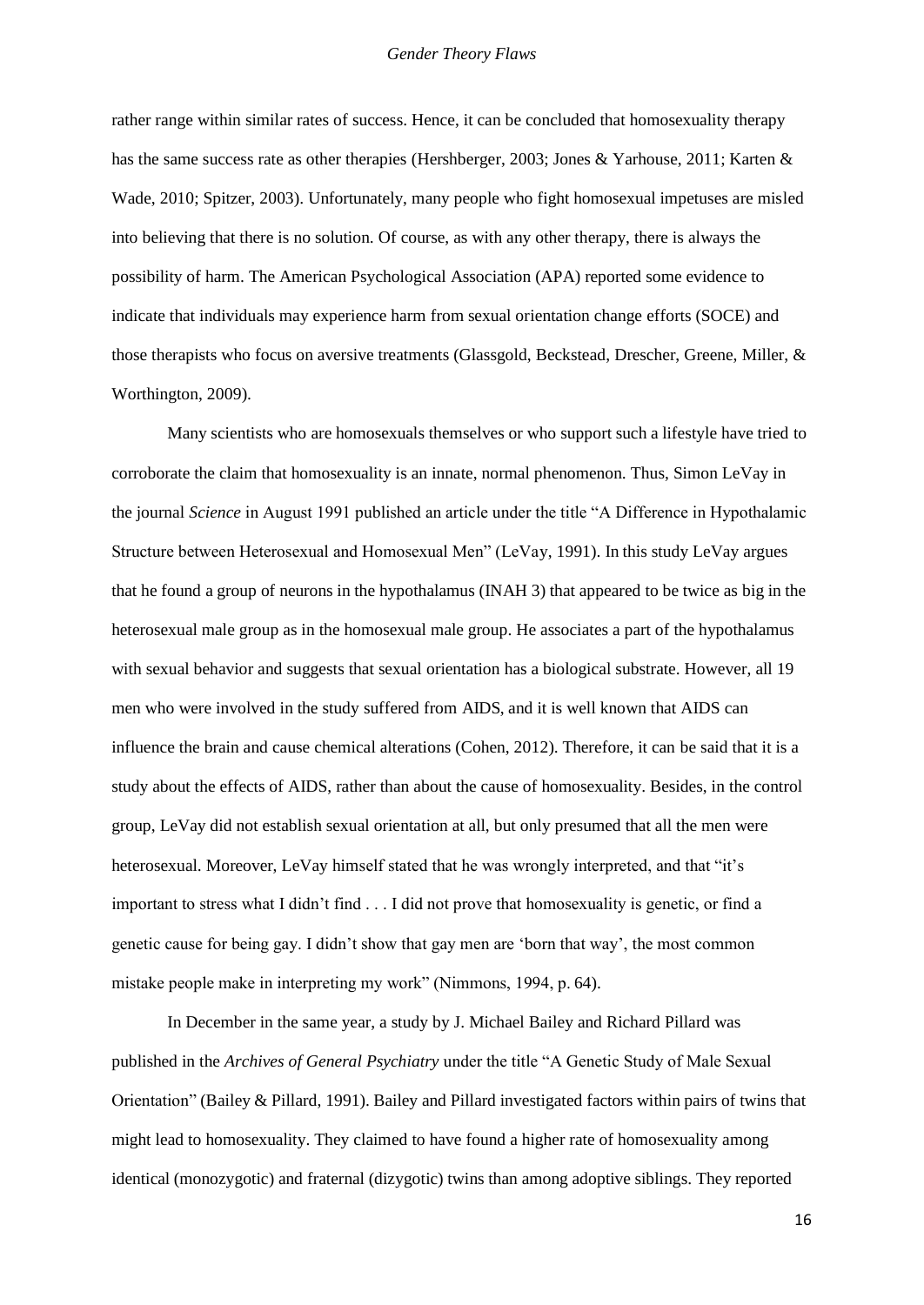rather range within similar rates of success. Hence, it can be concluded that homosexuality therapy has the same success rate as other therapies (Hershberger, 2003; Jones & Yarhouse, 2011; Karten & Wade, 2010; Spitzer, 2003). Unfortunately, many people who fight homosexual impetuses are misled into believing that there is no solution. Of course, as with any other therapy, there is always the possibility of harm. The American Psychological Association (APA) reported some evidence to indicate that individuals may experience harm from sexual orientation change efforts (SOCE) and those therapists who focus on aversive treatments (Glassgold, Beckstead, Drescher, Greene, Miller, & Worthington, 2009).

Many scientists who are homosexuals themselves or who support such a lifestyle have tried to corroborate the claim that homosexuality is an innate, normal phenomenon. Thus, Simon LeVay in the journal *Science* in August 1991 published an article under the title "A Difference in Hypothalamic Structure between Heterosexual and Homosexual Men" (LeVay, 1991). In this study LeVay argues that he found a group of neurons in the hypothalamus (INAH 3) that appeared to be twice as big in the heterosexual male group as in the homosexual male group. He associates a part of the hypothalamus with sexual behavior and suggests that sexual orientation has a biological substrate. However, all 19 men who were involved in the study suffered from AIDS, and it is well known that AIDS can influence the brain and cause chemical alterations (Cohen, 2012). Therefore, it can be said that it is a study about the effects of AIDS, rather than about the cause of homosexuality. Besides, in the control group, LeVay did not establish sexual orientation at all, but only presumed that all the men were heterosexual. Moreover, LeVay himself stated that he was wrongly interpreted, and that "it's important to stress what I didn't find . . . I did not prove that homosexuality is genetic, or find a genetic cause for being gay. I didn't show that gay men are 'born that way', the most common mistake people make in interpreting my work" (Nimmons, 1994, p. 64).

In December in the same year, a study by J. Michael Bailey and Richard Pillard was published in the *Archives of General Psychiatry* under the title "A Genetic Study of Male Sexual Orientation" (Bailey & Pillard, 1991). Bailey and Pillard investigated factors within pairs of twins that might lead to homosexuality. They claimed to have found a higher rate of homosexuality among identical (monozygotic) and fraternal (dizygotic) twins than among adoptive siblings. They reported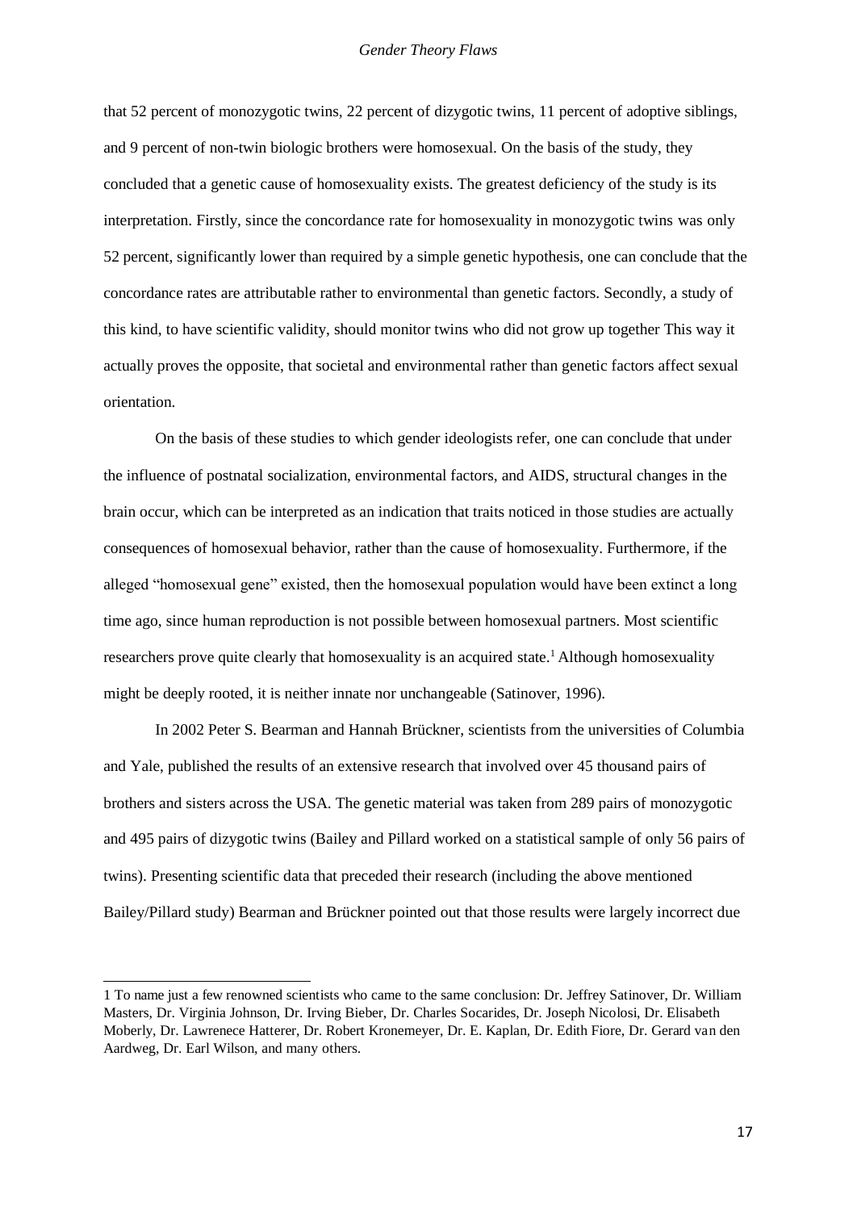that 52 percent of monozygotic twins, 22 percent of dizygotic twins, 11 percent of adoptive siblings, and 9 percent of non-twin biologic brothers were homosexual. On the basis of the study, they concluded that a genetic cause of homosexuality exists. The greatest deficiency of the study is its interpretation. Firstly, since the concordance rate for homosexuality in monozygotic twins was only 52 percent, significantly lower than required by a simple genetic hypothesis, one can conclude that the concordance rates are attributable rather to environmental than genetic factors. Secondly, a study of this kind, to have scientific validity, should monitor twins who did not grow up together This way it actually proves the opposite, that societal and environmental rather than genetic factors affect sexual orientation.

On the basis of these studies to which gender ideologists refer, one can conclude that under the influence of postnatal socialization, environmental factors, and AIDS, structural changes in the brain occur, which can be interpreted as an indication that traits noticed in those studies are actually consequences of homosexual behavior, rather than the cause of homosexuality. Furthermore, if the alleged "homosexual gene" existed, then the homosexual population would have been extinct a long time ago, since human reproduction is not possible between homosexual partners. Most scientific researchers prove quite clearly that homosexuality is an acquired state.[1] Although homosexuality might be deeply rooted, it is neither innate nor unchangeable (Satinover, 1996).

In 2002 Peter S. Bearman and Hannah Brückner, scientists from the universities of Columbia and Yale, published the results of an extensive research that involved over 45 thousand pairs of brothers and sisters across the USA. The genetic material was taken from 289 pairs of monozygotic and 495 pairs of dizygotic twins (Bailey and Pillard worked on a statistical sample of only 56 pairs of twins). Presenting scientific data that preceded their research (including the above mentioned Bailey/Pillard study) Bearman and Brückner pointed out that those results were largely incorrect due

---

1 To name just a few renowned scientists who came to the same conclusion: Dr. Jeffrey Satinover, Dr. William Masters, Dr. Virginia Johnson, Dr. Irving Bieber, Dr. Charles Socarides, Dr. Joseph Nicolosi, Dr. Elisabeth Moberly, Dr. Lawrenece Hatterer, Dr. Robert Kronemeyer, Dr. E. Kaplan, Dr. Edith Fiore, Dr. Gerard van den Aardweg, Dr. Earl Wilson, and many others.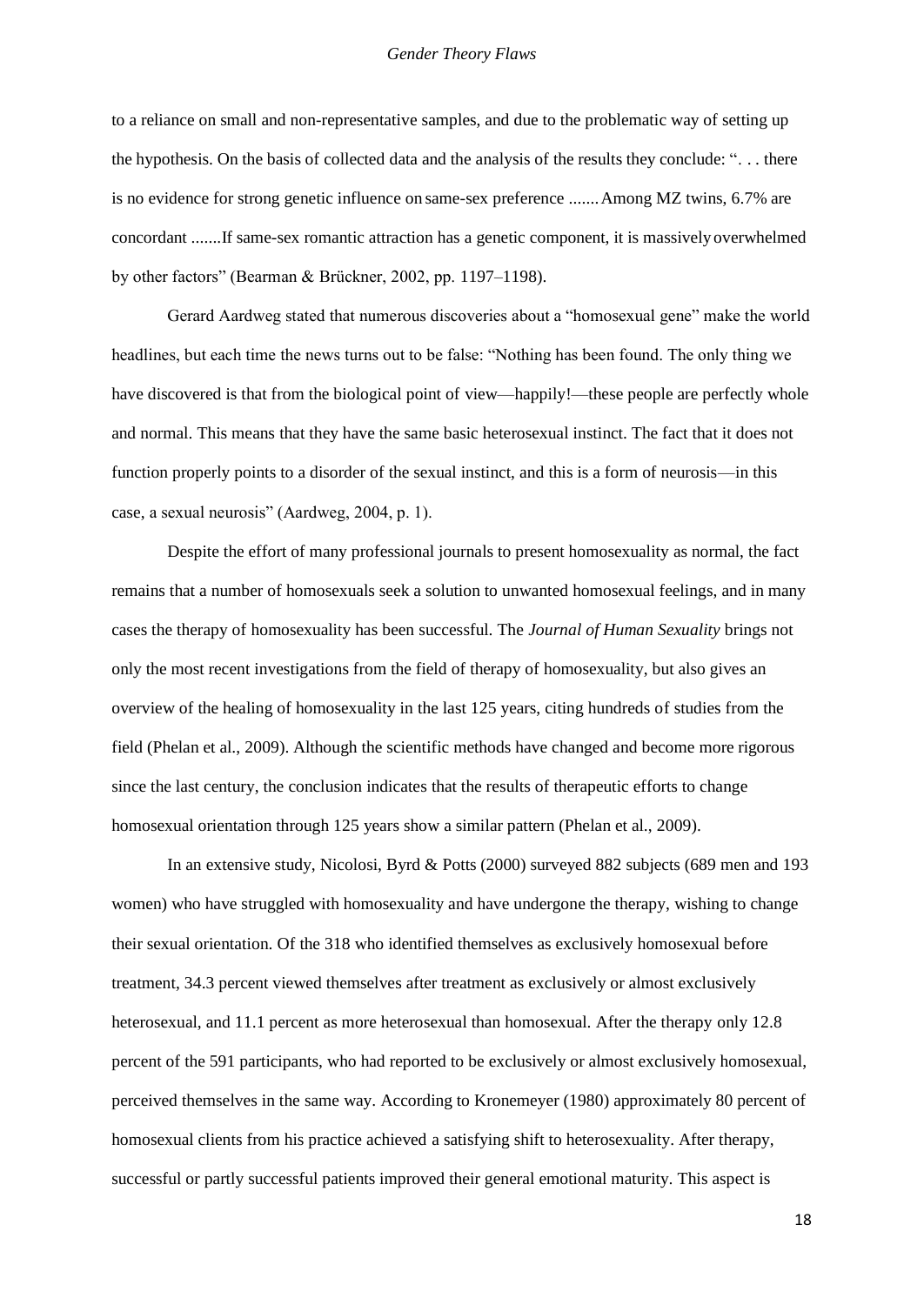to a reliance on small and non-representative samples, and due to the problematic way of setting up the hypothesis. On the basis of collected data and the analysis of the results they conclude: ". . . there is no evidence for strong genetic influence on same-sex preference ....... Among MZ twins, 6.7% are concordant .......If same-sex romantic attraction has a genetic component, it is massively overwhelmed by other factors" (Bearman & Brückner, 2002, pp. 1197–1198).

Gerard Aardweg stated that numerous discoveries about a "homosexual gene" make the world headlines, but each time the news turns out to be false: "Nothing has been found. The only thing we have discovered is that from the biological point of view—happily!—these people are perfectly whole and normal. This means that they have the same basic heterosexual instinct. The fact that it does not function properly points to a disorder of the sexual instinct, and this is a form of neurosis—in this case, a sexual neurosis" (Aardweg, 2004, p. 1).

Despite the effort of many professional journals to present homosexuality as normal, the fact remains that a number of homosexuals seek a solution to unwanted homosexual feelings, and in many cases the therapy of homosexuality has been successful. The *Journal of Human Sexuality* brings not only the most recent investigations from the field of therapy of homosexuality, but also gives an overview of the healing of homosexuality in the last 125 years, citing hundreds of studies from the field (Phelan et al., 2009). Although the scientific methods have changed and become more rigorous since the last century, the conclusion indicates that the results of therapeutic efforts to change homosexual orientation through 125 years show a similar pattern (Phelan et al., 2009).

In an extensive study, Nicolosi, Byrd & Potts (2000) surveyed 882 subjects (689 men and 193 women) who have struggled with homosexuality and have undergone the therapy, wishing to change their sexual orientation. Of the 318 who identified themselves as exclusively homosexual before treatment, 34.3 percent viewed themselves after treatment as exclusively or almost exclusively heterosexual, and 11.1 percent as more heterosexual than homosexual. After the therapy only 12.8 percent of the 591 participants, who had reported to be exclusively or almost exclusively homosexual, perceived themselves in the same way. According to Kronemeyer (1980) approximately 80 percent of homosexual clients from his practice achieved a satisfying shift to heterosexuality. After therapy, successful or partly successful patients improved their general emotional maturity. This aspect is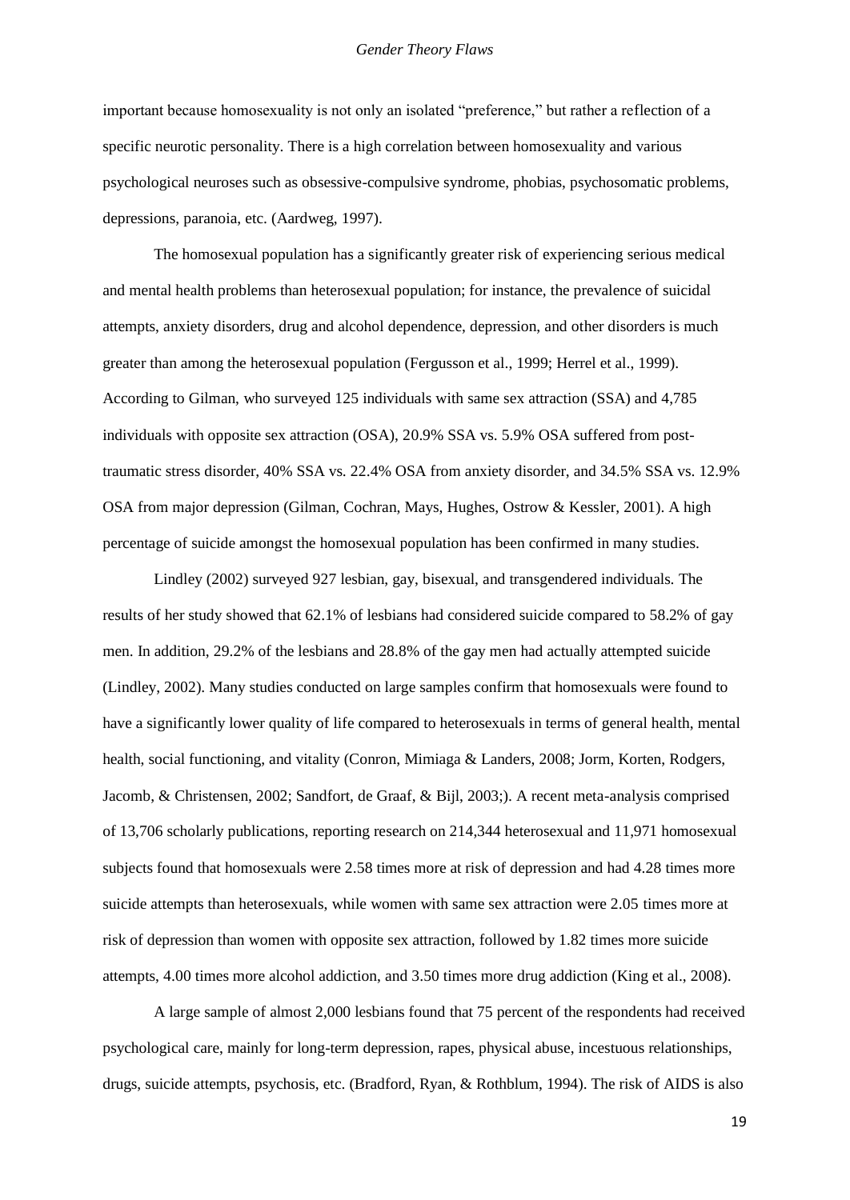important because homosexuality is not only an isolated "preference," but rather a reflection of a specific neurotic personality. There is a high correlation between homosexuality and various psychological neuroses such as obsessive-compulsive syndrome, phobias, psychosomatic problems, depressions, paranoia, etc. (Aardweg, 1997).

The homosexual population has a significantly greater risk of experiencing serious medical and mental health problems than heterosexual population; for instance, the prevalence of suicidal attempts, anxiety disorders, drug and alcohol dependence, depression, and other disorders is much greater than among the heterosexual population (Fergusson et al., 1999; Herrel et al., 1999). According to Gilman, who surveyed 125 individuals with same sex attraction (SSA) and 4,785 individuals with opposite sex attraction (OSA), 20.9% SSA vs. 5.9% OSA suffered from post-traumatic stress disorder, 40% SSA vs. 22.4% OSA from anxiety disorder, and 34.5% SSA vs. 12.9% OSA from major depression (Gilman, Cochran, Mays, Hughes, Ostrow & Kessler, 2001). A high percentage of suicide amongst the homosexual population has been confirmed in many studies.

Lindley (2002) surveyed 927 lesbian, gay, bisexual, and transgendered individuals. The results of her study showed that 62.1% of lesbians had considered suicide compared to 58.2% of gay men. In addition, 29.2% of the lesbians and 28.8% of the gay men had actually attempted suicide (Lindley, 2002). Many studies conducted on large samples confirm that homosexuals were found to have a significantly lower quality of life compared to heterosexuals in terms of general health, mental health, social functioning, and vitality (Conron, Mimiaga & Landers, 2008; Jorm, Korten, Rodgers, Jacomb, & Christensen, 2002; Sandfort, de Graaf, & Bijl, 2003;). A recent meta-analysis comprised of 13,706 scholarly publications, reporting research on 214,344 heterosexual and 11,971 homosexual subjects found that homosexuals were 2.58 times more at risk of depression and had 4.28 times more suicide attempts than heterosexuals, while women with same sex attraction were 2.05 times more at risk of depression than women with opposite sex attraction, followed by 1.82 times more suicide attempts, 4.00 times more alcohol addiction, and 3.50 times more drug addiction (King et al., 2008).

A large sample of almost 2,000 lesbians found that 75 percent of the respondents had received psychological care, mainly for long-term depression, rapes, physical abuse, incestuous relationships, drugs, suicide attempts, psychosis, etc. (Bradford, Ryan, & Rothblum, 1994). The risk of AIDS is also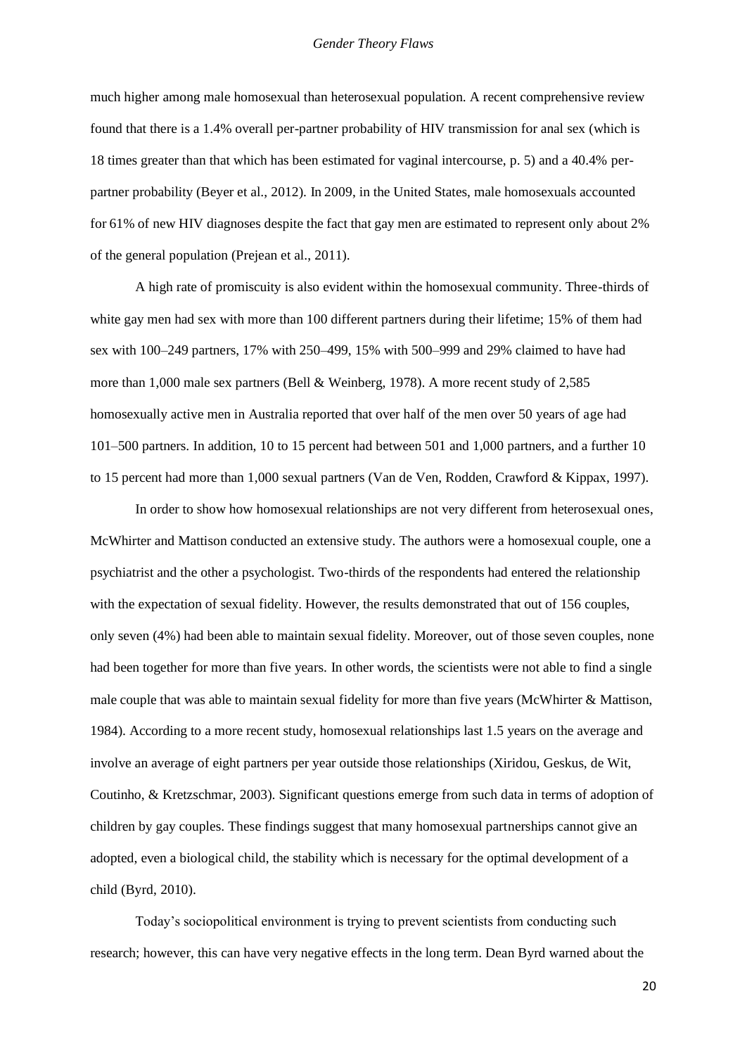much higher among male homosexual than heterosexual population. A recent comprehensive review found that there is a 1.4% overall per-partner probability of HIV transmission for anal sex (which is 18 times greater than that which has been estimated for vaginal intercourse, p. 5) and a 40.4% per-partner probability (Beyer et al., 2012). In 2009, in the United States, male homosexuals accounted for 61% of new HIV diagnoses despite the fact that gay men are estimated to represent only about 2% of the general population (Prejean et al., 2011).

A high rate of promiscuity is also evident within the homosexual community. Three-thirds of white gay men had sex with more than 100 different partners during their lifetime; 15% of them had sex with 100–249 partners, 17% with 250–499, 15% with 500–999 and 29% claimed to have had more than 1,000 male sex partners (Bell & Weinberg, 1978). A more recent study of 2,585 homosexually active men in Australia reported that over half of the men over 50 years of age had 101–500 partners. In addition, 10 to 15 percent had between 501 and 1,000 partners, and a further 10 to 15 percent had more than 1,000 sexual partners (Van de Ven, Rodden, Crawford & Kippax, 1997).

In order to show how homosexual relationships are not very different from heterosexual ones, McWhirter and Mattison conducted an extensive study. The authors were a homosexual couple, one a psychiatrist and the other a psychologist. Two-thirds of the respondents had entered the relationship with the expectation of sexual fidelity. However, the results demonstrated that out of 156 couples, only seven (4%) had been able to maintain sexual fidelity. Moreover, out of those seven couples, none had been together for more than five years. In other words, the scientists were not able to find a single male couple that was able to maintain sexual fidelity for more than five years (McWhirter & Mattison, 1984). According to a more recent study, homosexual relationships last 1.5 years on the average and involve an average of eight partners per year outside those relationships (Xiridou, Geskus, de Wit, Coutinho, & Kretzschmar, 2003). Significant questions emerge from such data in terms of adoption of children by gay couples. These findings suggest that many homosexual partnerships cannot give an adopted, even a biological child, the stability which is necessary for the optimal development of a child (Byrd, 2010).

Today's sociopolitical environment is trying to prevent scientists from conducting such research; however, this can have very negative effects in the long term. Dean Byrd warned about the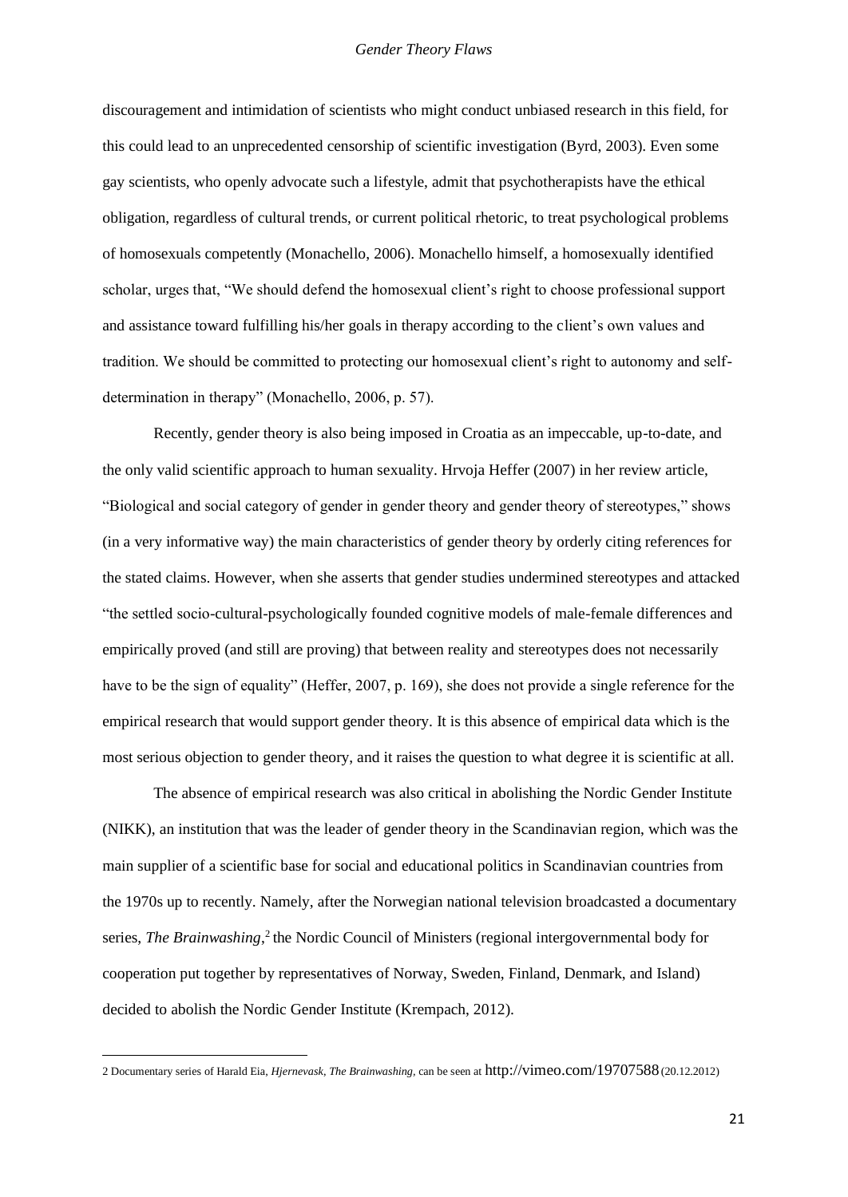discouragement and intimidation of scientists who might conduct unbiased research in this field, for this could lead to an unprecedented censorship of scientific investigation (Byrd, 2003). Even some gay scientists, who openly advocate such a lifestyle, admit that psychotherapists have the ethical obligation, regardless of cultural trends, or current political rhetoric, to treat psychological problems of homosexuals competently (Monachello, 2006). Monachello himself, a homosexually identified scholar, urges that, "We should defend the homosexual client's right to choose professional support and assistance toward fulfilling his/her goals in therapy according to the client's own values and tradition. We should be committed to protecting our homosexual client's right to autonomy and self-determination in therapy" (Monachello, 2006, p. 57).

Recently, gender theory is also being imposed in Croatia as an impeccable, up-to-date, and the only valid scientific approach to human sexuality. Hrvoja Heffer (2007) in her review article, "Biological and social category of gender in gender theory and gender theory of stereotypes," shows (in a very informative way) the main characteristics of gender theory by orderly citing references for the stated claims. However, when she asserts that gender studies undermined stereotypes and attacked "the settled socio-cultural-psychologically founded cognitive models of male-female differences and empirically proved (and still are proving) that between reality and stereotypes does not necessarily have to be the sign of equality" (Heffer, 2007, p. 169), she does not provide a single reference for the empirical research that would support gender theory. It is this absence of empirical data which is the most serious objection to gender theory, and it raises the question to what degree it is scientific at all.

The absence of empirical research was also critical in abolishing the Nordic Gender Institute (NIKK), an institution that was the leader of gender theory in the Scandinavian region, which was the main supplier of a scientific base for social and educational politics in Scandinavian countries from the 1970s up to recently. Namely, after the Norwegian national television broadcasted a documentary series, *The Brainwashing*,[2] the Nordic Council of Ministers (regional intergovernmental body for cooperation put together by representatives of Norway, Sweden, Finland, Denmark, and Island) decided to abolish the Nordic Gender Institute (Krempach, 2012).

2 Documentary series of Harald Eia, *Hjernevask, The Brainwashing*, can be seen at http://vimeo.com/19707588 (20.12.2012)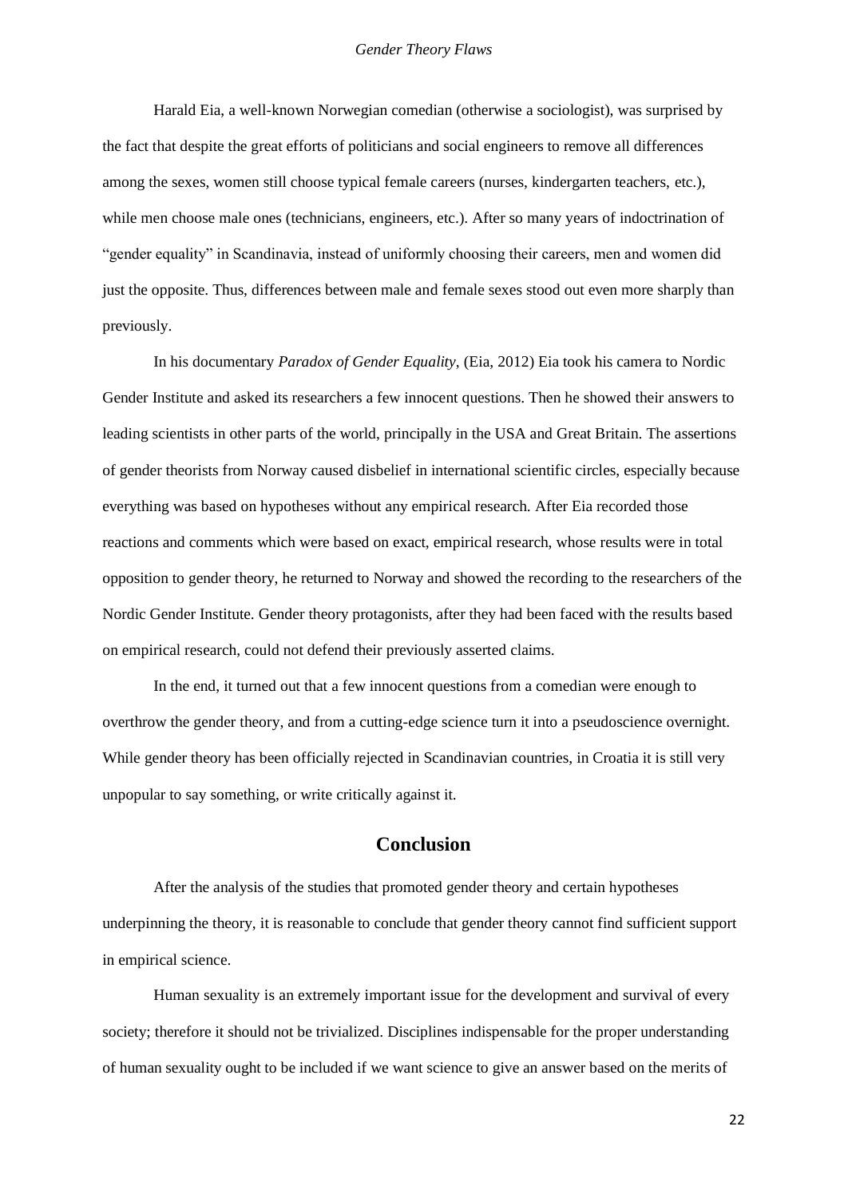Harald Eia, a well-known Norwegian comedian (otherwise a sociologist), was surprised by the fact that despite the great efforts of politicians and social engineers to remove all differences among the sexes, women still choose typical female careers (nurses, kindergarten teachers, etc.), while men choose male ones (technicians, engineers, etc.). After so many years of indoctrination of "gender equality" in Scandinavia, instead of uniformly choosing their careers, men and women did just the opposite. Thus, differences between male and female sexes stood out even more sharply than previously.

In his documentary *Paradox of Gender Equality*, (Eia, 2012) Eia took his camera to Nordic Gender Institute and asked its researchers a few innocent questions. Then he showed their answers to leading scientists in other parts of the world, principally in the USA and Great Britain. The assertions of gender theorists from Norway caused disbelief in international scientific circles, especially because everything was based on hypotheses without any empirical research. After Eia recorded those reactions and comments which were based on exact, empirical research, whose results were in total opposition to gender theory, he returned to Norway and showed the recording to the researchers of the Nordic Gender Institute. Gender theory protagonists, after they had been faced with the results based on empirical research, could not defend their previously asserted claims.

In the end, it turned out that a few innocent questions from a comedian were enough to overthrow the gender theory, and from a cutting-edge science turn it into a pseudoscience overnight. While gender theory has been officially rejected in Scandinavian countries, in Croatia it is still very unpopular to say something, or write critically against it.

## Conclusion

After the analysis of the studies that promoted gender theory and certain hypotheses underpinning the theory, it is reasonable to conclude that gender theory cannot find sufficient support in empirical science.

Human sexuality is an extremely important issue for the development and survival of every society; therefore it should not be trivialized. Disciplines indispensable for the proper understanding of human sexuality ought to be included if we want science to give an answer based on the merits of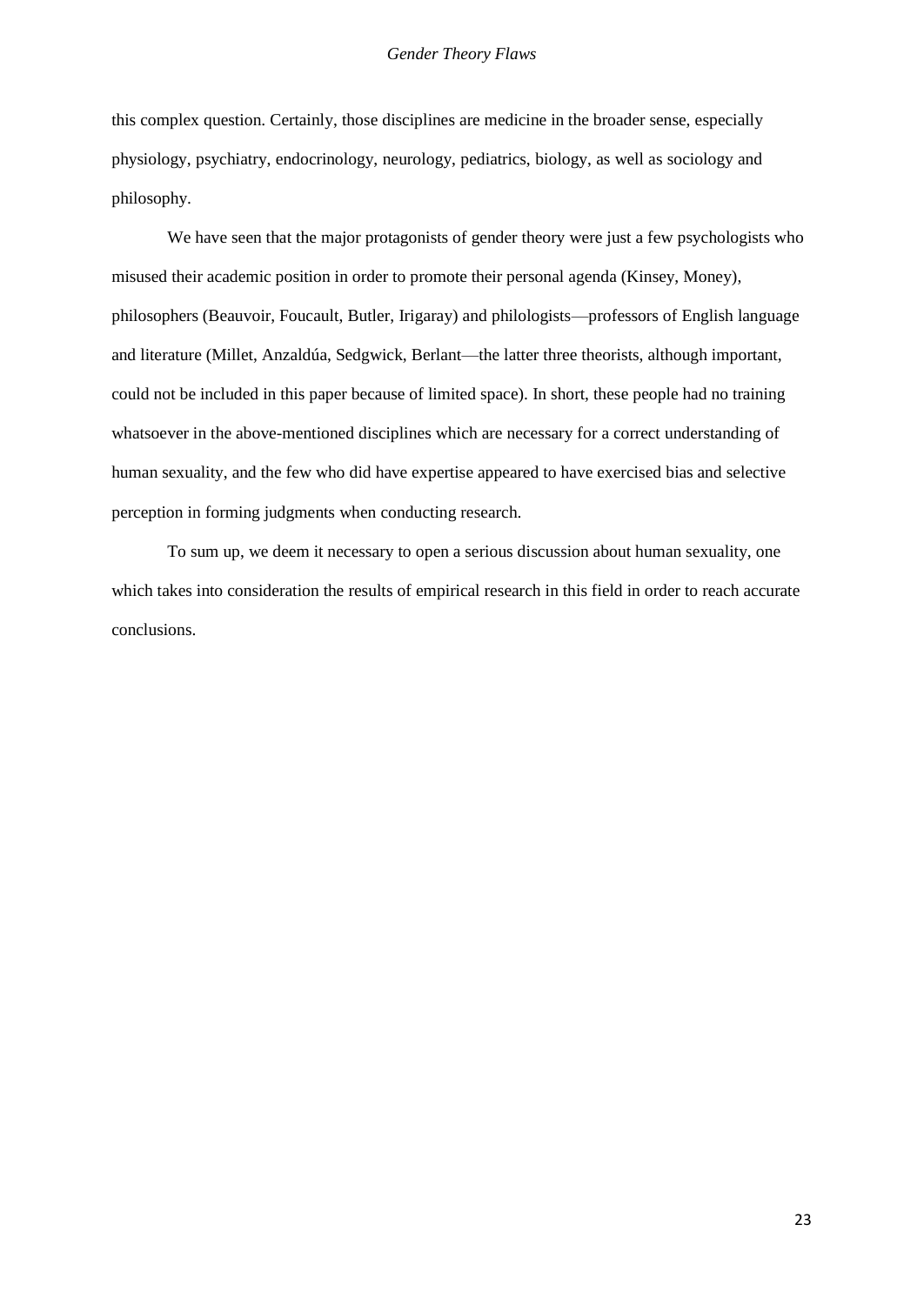this complex question. Certainly, those disciplines are medicine in the broader sense, especially physiology, psychiatry, endocrinology, neurology, pediatrics, biology, as well as sociology and philosophy.

We have seen that the major protagonists of gender theory were just a few psychologists who misused their academic position in order to promote their personal agenda (Kinsey, Money), philosophers (Beauvoir, Foucault, Butler, Irigaray) and philologists—professors of English language and literature (Millet, Anzaldúa, Sedgwick, Berlant—the latter three theorists, although important, could not be included in this paper because of limited space). In short, these people had no training whatsoever in the above-mentioned disciplines which are necessary for a correct understanding of human sexuality, and the few who did have expertise appeared to have exercised bias and selective perception in forming judgments when conducting research.

To sum up, we deem it necessary to open a serious discussion about human sexuality, one which takes into consideration the results of empirical research in this field in order to reach accurate conclusions.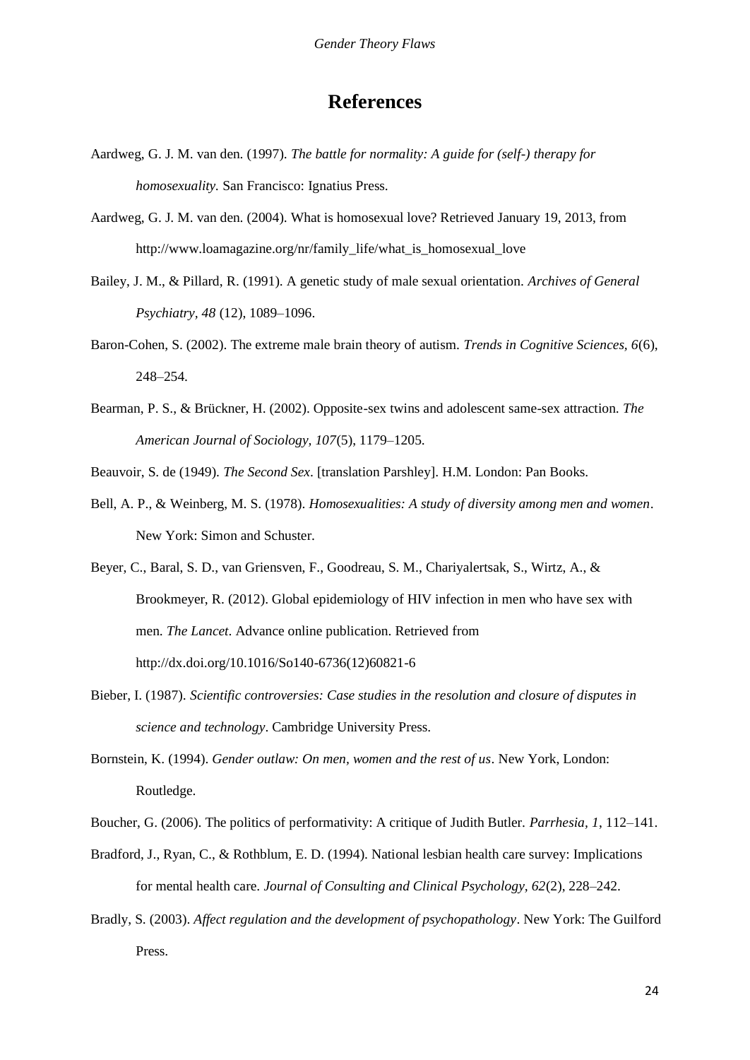# References

Aardweg, G. J. M. van den. (1997). *The battle for normality: A guide for (self-) therapy for homosexuality.* San Francisco: Ignatius Press.

Aardweg, G. J. M. van den. (2004). What is homosexual love? Retrieved January 19, 2013, from http://www.loamagazine.org/nr/family_life/what_is_homosexual_love

Bailey, J. M., & Pillard, R. (1991). A genetic study of male sexual orientation. *Archives of General Psychiatry, 48* (12), 1089–1096.

Baron-Cohen, S. (2002). The extreme male brain theory of autism. *Trends in Cognitive Sciences, 6*(6), 248–254.

Bearman, P. S., & Brückner, H. (2002). Opposite-sex twins and adolescent same-sex attraction. *The American Journal of Sociology, 107*(5), 1179–1205.

Beauvoir, S. de (1949). *The Second Sex*. [translation Parshley]. H.M. London: Pan Books.

Bell, A. P., & Weinberg, M. S. (1978). *Homosexualities: A study of diversity among men and women*. New York: Simon and Schuster.

Beyer, C., Baral, S. D., van Griensven, F., Goodreau, S. M., Chariyalertsak, S., Wirtz, A., & Brookmeyer, R. (2012). Global epidemiology of HIV infection in men who have sex with men. *The Lancet*. Advance online publication. Retrieved from http://dx.doi.org/10.1016/So140-6736(12)60821-6

Bieber, I. (1987). *Scientific controversies: Case studies in the resolution and closure of disputes in science and technology*. Cambridge University Press.

Bornstein, K. (1994). *Gender outlaw: On men, women and the rest of us*. New York, London: Routledge.

Boucher, G. (2006). The politics of performativity: A critique of Judith Butler. *Parrhesia, 1*, 112–141.

Bradford, J., Ryan, C., & Rothblum, E. D. (1994). National lesbian health care survey: Implications for mental health care. *Journal of Consulting and Clinical Psychology, 62*(2), 228–242.

Bradly, S. (2003). *Affect regulation and the development of psychopathology*. New York: The Guilford Press.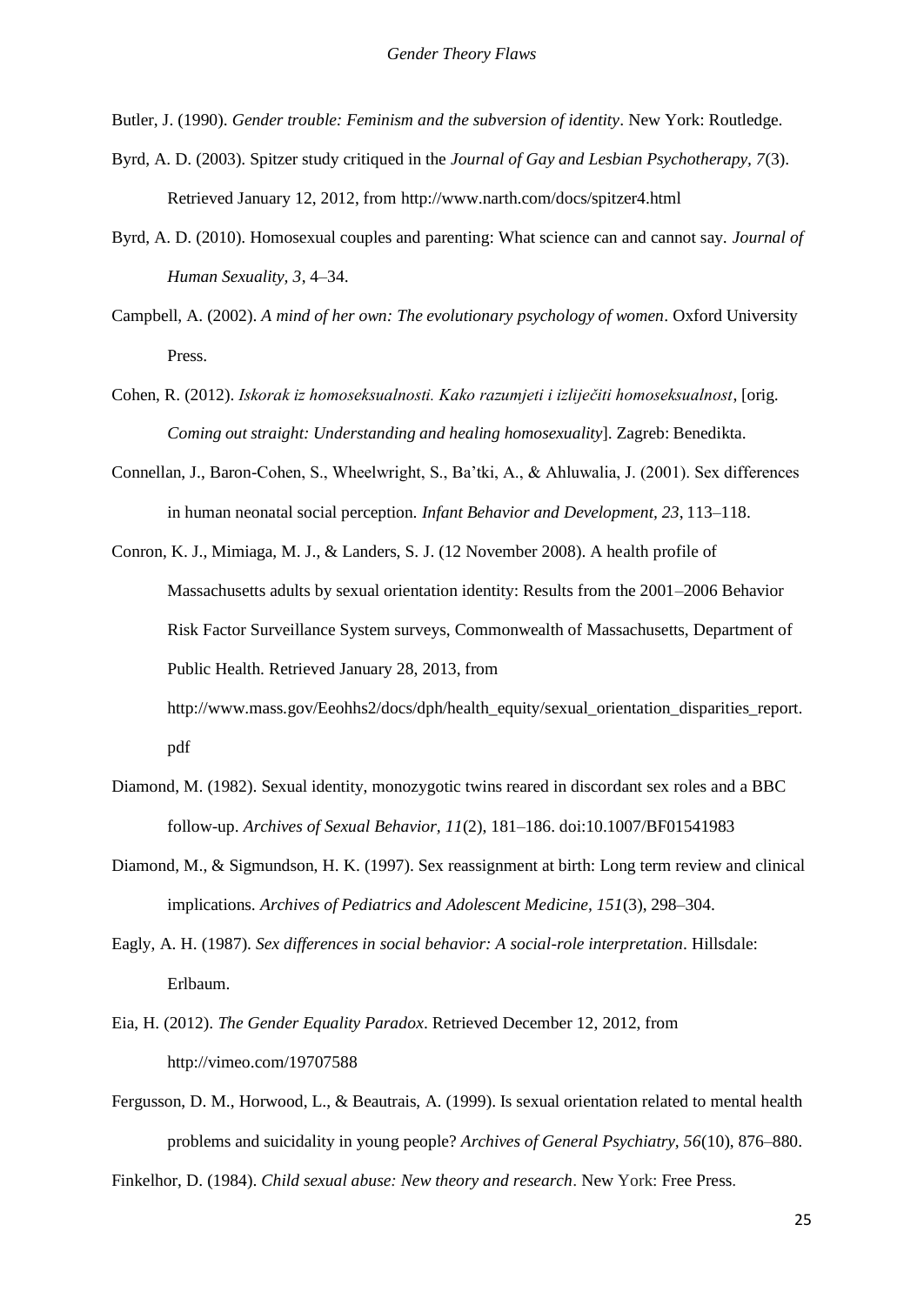Butler, J. (1990). *Gender trouble: Feminism and the subversion of identity*. New York: Routledge.

Byrd, A. D. (2003). Spitzer study critiqued in the *Journal of Gay and Lesbian Psychotherapy, 7*(3). Retrieved January 12, 2012, from http://www.narth.com/docs/spitzer4.html

Byrd, A. D. (2010). Homosexual couples and parenting: What science can and cannot say. *Journal of Human Sexuality, 3*, 4–34.

Campbell, A. (2002). *A mind of her own: The evolutionary psychology of women*. Oxford University Press.

Cohen, R. (2012). *Iskorak iz homoseksualnosti. Kako razumjeti i izliječiti homoseksualnost*, [orig. *Coming out straight: Understanding and healing homosexuality*]. Zagreb: Benedikta.

Connellan, J., Baron-Cohen, S., Wheelwright, S., Ba'tki, A., & Ahluwalia, J. (2001). Sex differences in human neonatal social perception. *Infant Behavior and Development, 23*, 113–118.

Conron, K. J., Mimiaga, M. J., & Landers, S. J. (12 November 2008). A health profile of Massachusetts adults by sexual orientation identity: Results from the 2001–2006 Behavior Risk Factor Surveillance System surveys, Commonwealth of Massachusetts, Department of Public Health. Retrieved January 28, 2013, from http://www.mass.gov/Eeohhs2/docs/dph/health_equity/sexual_orientation_disparities_report.pdf

Diamond, M. (1982). Sexual identity, monozygotic twins reared in discordant sex roles and a BBC follow-up. *Archives of Sexual Behavior, 11*(2), 181–186. doi:10.1007/BF01541983

Diamond, M., & Sigmundson, H. K. (1997). Sex reassignment at birth: Long term review and clinical implications. *Archives of Pediatrics and Adolescent Medicine, 151*(3), 298–304.

Eagly, A. H. (1987). *Sex differences in social behavior: A social-role interpretation*. Hillsdale: Erlbaum.

Eia, H. (2012). *The Gender Equality Paradox*. Retrieved December 12, 2012, from http://vimeo.com/19707588

Fergusson, D. M., Horwood, L., & Beautrais, A. (1999). Is sexual orientation related to mental health problems and suicidality in young people? *Archives of General Psychiatry, 56*(10), 876–880.

Finkelhor, D. (1984). *Child sexual abuse: New theory and research*. New York: Free Press.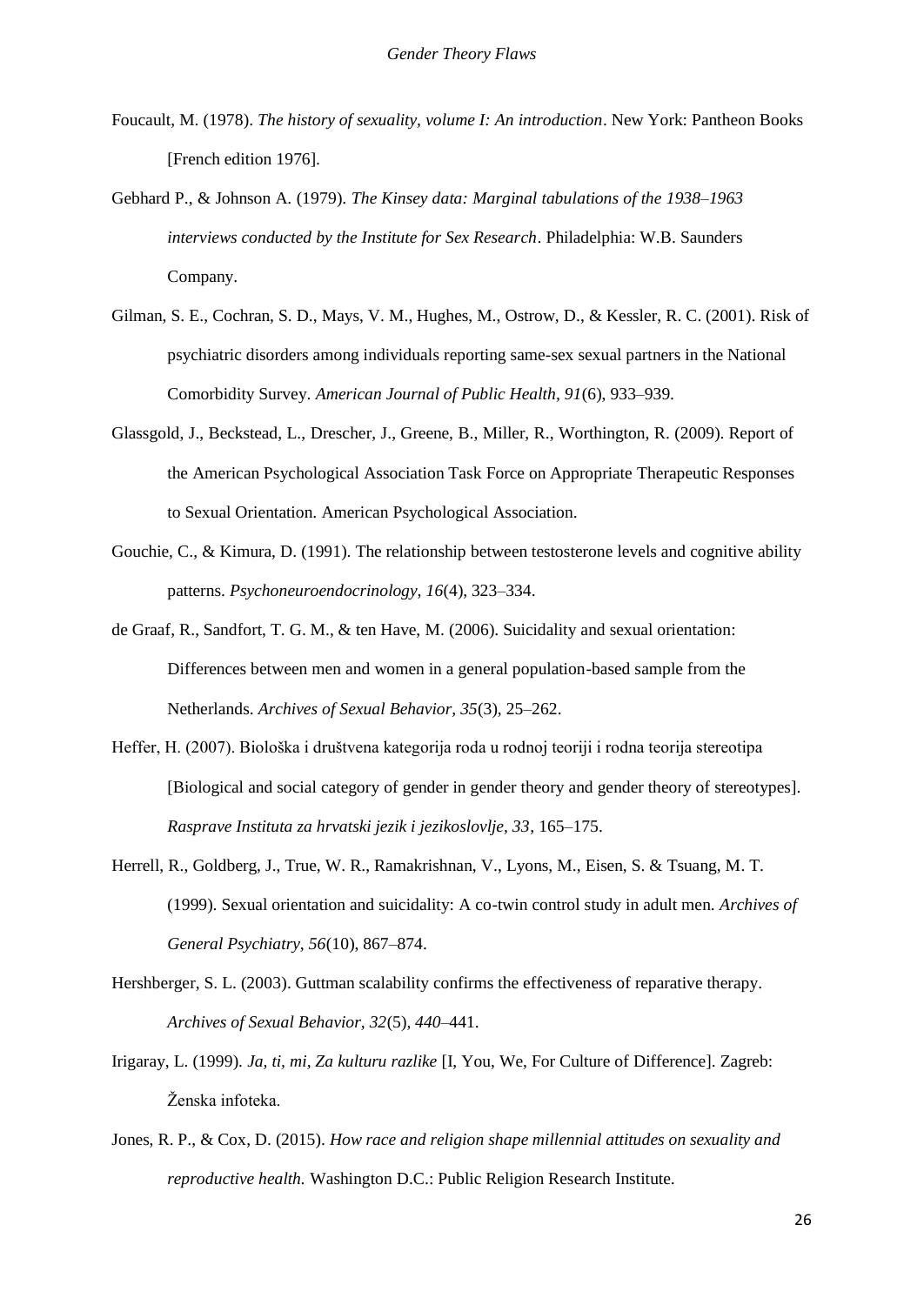Foucault, M. (1978). *The history of sexuality, volume I: An introduction*. New York: Pantheon Books [French edition 1976].

Gebhard P., & Johnson A. (1979). *The Kinsey data: Marginal tabulations of the 1938–1963 interviews conducted by the Institute for Sex Research*. Philadelphia: W.B. Saunders Company.

Gilman, S. E., Cochran, S. D., Mays, V. M., Hughes, M., Ostrow, D., & Kessler, R. C. (2001). Risk of psychiatric disorders among individuals reporting same-sex sexual partners in the National Comorbidity Survey. *American Journal of Public Health, 91*(6), 933–939.

Glassgold, J., Beckstead, L., Drescher, J., Greene, B., Miller, R., Worthington, R. (2009). Report of the American Psychological Association Task Force on Appropriate Therapeutic Responses to Sexual Orientation. American Psychological Association.

Gouchie, C., & Kimura, D. (1991). The relationship between testosterone levels and cognitive ability patterns. *Psychoneuroendocrinology, 16*(4), 323–334.

de Graaf, R., Sandfort, T. G. M., & ten Have, M. (2006). Suicidality and sexual orientation: Differences between men and women in a general population-based sample from the Netherlands. *Archives of Sexual Behavior, 35*(3), 25–262.

Heffer, H. (2007). Biološka i društvena kategorija roda u rodnoj teoriji i rodna teorija stereotipa [Biological and social category of gender in gender theory and gender theory of stereotypes]. *Rasprave Instituta za hrvatski jezik i jezikoslovlje, 33*, 165–175.

Herrell, R., Goldberg, J., True, W. R., Ramakrishnan, V., Lyons, M., Eisen, S. & Tsuang, M. T. (1999). Sexual orientation and suicidality: A co-twin control study in adult men. *Archives of General Psychiatry, 56*(10), 867–874.

Hershberger, S. L. (2003). Guttman scalability confirms the effectiveness of reparative therapy. *Archives of Sexual Behavior, 32*(5), *440*–441.

Irigaray, L. (1999). *Ja, ti, mi, Za kulturu razlike* [I, You, We, For Culture of Difference]. Zagreb: Ženska infoteka.

Jones, R. P., & Cox, D. (2015). *How race and religion shape millennial attitudes on sexuality and reproductive health.* Washington D.C.: Public Religion Research Institute.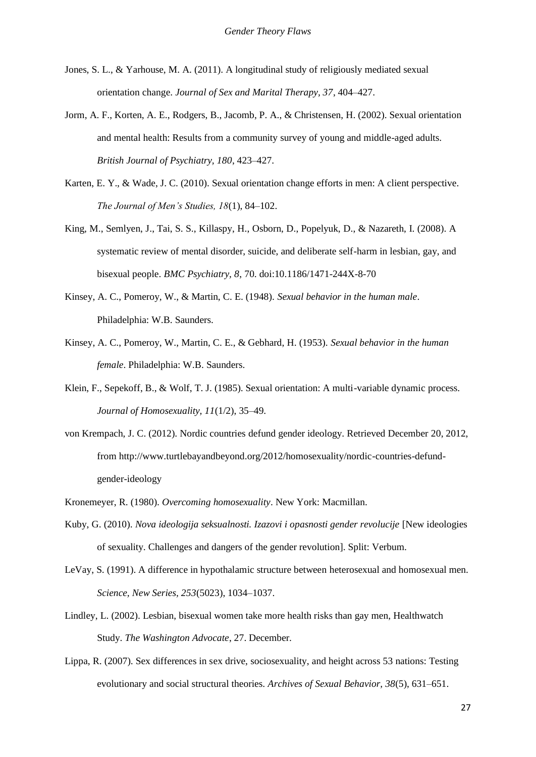Jones, S. L., & Yarhouse, M. A. (2011). A longitudinal study of religiously mediated sexual orientation change. *Journal of Sex and Marital Therapy, 37*, 404–427.

Jorm, A. F., Korten, A. E., Rodgers, B., Jacomb, P. A., & Christensen, H. (2002). Sexual orientation and mental health: Results from a community survey of young and middle-aged adults. *British Journal of Psychiatry, 180*, 423–427.

Karten, E. Y., & Wade, J. C. (2010). Sexual orientation change efforts in men: A client perspective. *The Journal of Men's Studies, 18*(1), 84–102.

King, M., Semlyen, J., Tai, S. S., Killaspy, H., Osborn, D., Popelyuk, D., & Nazareth, I. (2008). A systematic review of mental disorder, suicide, and deliberate self-harm in lesbian, gay, and bisexual people. *BMC Psychiatry, 8*, 70. doi:10.1186/1471-244X-8-70

Kinsey, A. C., Pomeroy, W., & Martin, C. E. (1948). *Sexual behavior in the human male*. Philadelphia: W.B. Saunders.

Kinsey, A. C., Pomeroy, W., Martin, C. E., & Gebhard, H. (1953). *Sexual behavior in the human female*. Philadelphia: W.B. Saunders.

Klein, F., Sepekoff, B., & Wolf, T. J. (1985). Sexual orientation: A multi-variable dynamic process. *Journal of Homosexuality, 11*(1/2), 35–49.

von Krempach, J. C. (2012). Nordic countries defund gender ideology. Retrieved December 20, 2012, from http://www.turtlebayandbeyond.org/2012/homosexuality/nordic-countries-defund-gender-ideology

Kronemeyer, R. (1980). *Overcoming homosexuality*. New York: Macmillan.

Kuby, G. (2010). *Nova ideologija seksualnosti. Izazovi i opasnosti gender revolucije* [New ideologies of sexuality. Challenges and dangers of the gender revolution]. Split: Verbum.

LeVay, S. (1991). A difference in hypothalamic structure between heterosexual and homosexual men. *Science, New Series, 253*(5023), 1034–1037.

Lindley, L. (2002). Lesbian, bisexual women take more health risks than gay men, Healthwatch Study. *The Washington Advocate*, 27. December.

Lippa, R. (2007). Sex differences in sex drive, sociosexuality, and height across 53 nations: Testing evolutionary and social structural theories. *Archives of Sexual Behavior, 38*(5), 631–651.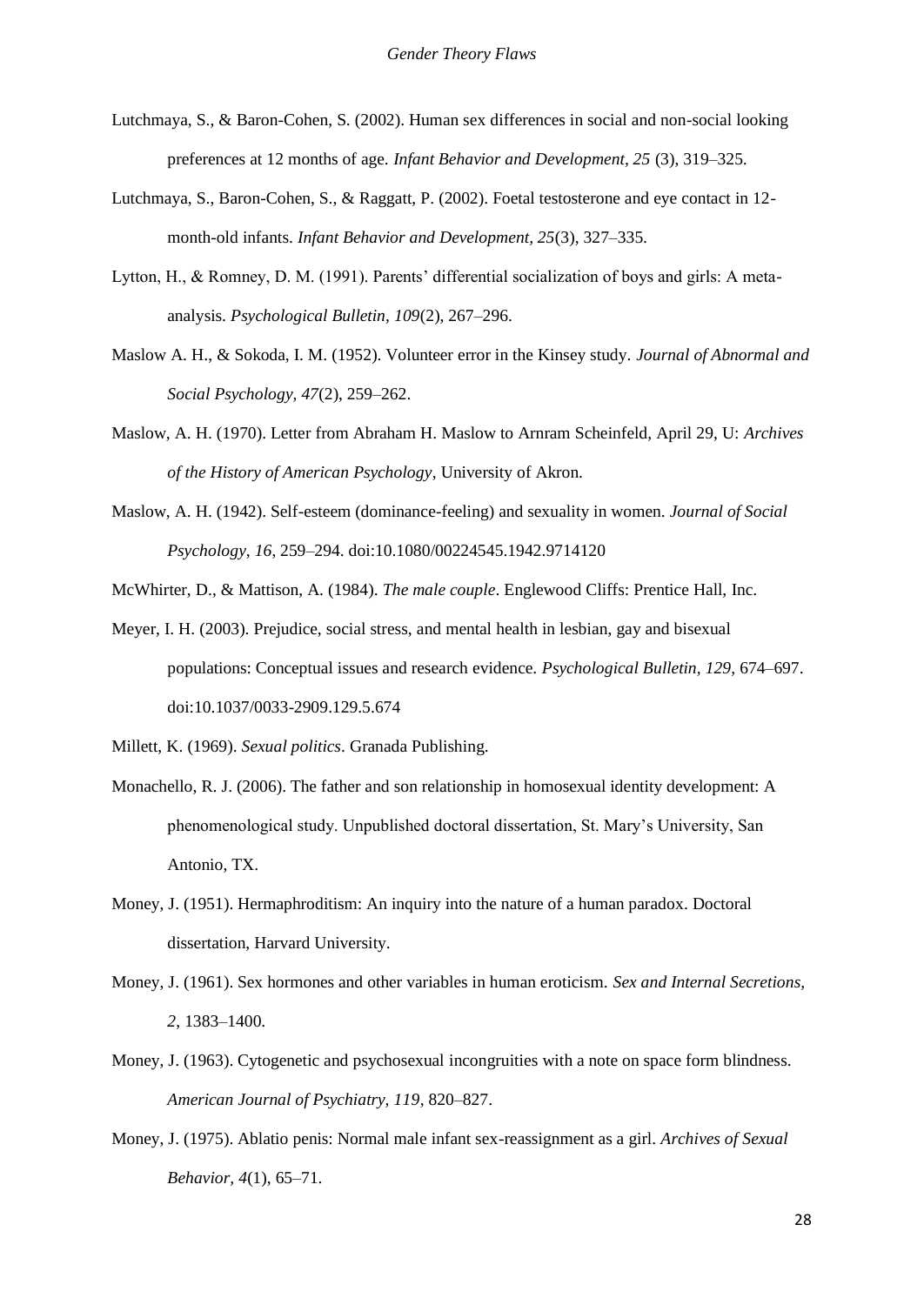Lutchmaya, S., & Baron-Cohen, S. (2002). Human sex differences in social and non-social looking preferences at 12 months of age. *Infant Behavior and Development, 25* (3), 319–325.

Lutchmaya, S., Baron-Cohen, S., & Raggatt, P. (2002). Foetal testosterone and eye contact in 12-month-old infants. *Infant Behavior and Development*, *25*(3), 327–335.

Lytton, H., & Romney, D. M. (1991). Parents' differential socialization of boys and girls: A meta-analysis. *Psychological Bulletin*, *109*(2), 267–296.

Maslow A. H., & Sokoda, I. M. (1952). Volunteer error in the Kinsey study. *Journal of Abnormal and Social Psychology, 47*(2), 259–262.

Maslow, A. H. (1970). Letter from Abraham H. Maslow to Arnram Scheinfeld, April 29, U: *Archives of the History of American Psychology*, University of Akron.

Maslow, A. H. (1942). Self-esteem (dominance-feeling) and sexuality in women. *Journal of Social Psychology*, *16*, 259–294. doi:10.1080/00224545.1942.9714120

McWhirter, D., & Mattison, A. (1984). *The male couple*. Englewood Cliffs: Prentice Hall, Inc.

Meyer, I. H. (2003). Prejudice, social stress, and mental health in lesbian, gay and bisexual populations: Conceptual issues and research evidence. *Psychological Bulletin, 129,* 674–697. doi:10.1037/0033-2909.129.5.674

Millett, K. (1969). *Sexual politics*. Granada Publishing.

Monachello, R. J. (2006). The father and son relationship in homosexual identity development: A phenomenological study. Unpublished doctoral dissertation, St. Mary's University, San Antonio, TX.

Money, J. (1951). Hermaphroditism: An inquiry into the nature of a human paradox. Doctoral dissertation, Harvard University.

Money, J. (1961). Sex hormones and other variables in human eroticism. *Sex and Internal Secretions*, *2*, 1383–1400.

Money, J. (1963). Cytogenetic and psychosexual incongruities with a note on space form blindness. *American Journal of Psychiatry, 119*, 820–827.

Money, J. (1975). Ablatio penis: Normal male infant sex-reassignment as a girl. *Archives of Sexual Behavior, 4*(1), 65–71.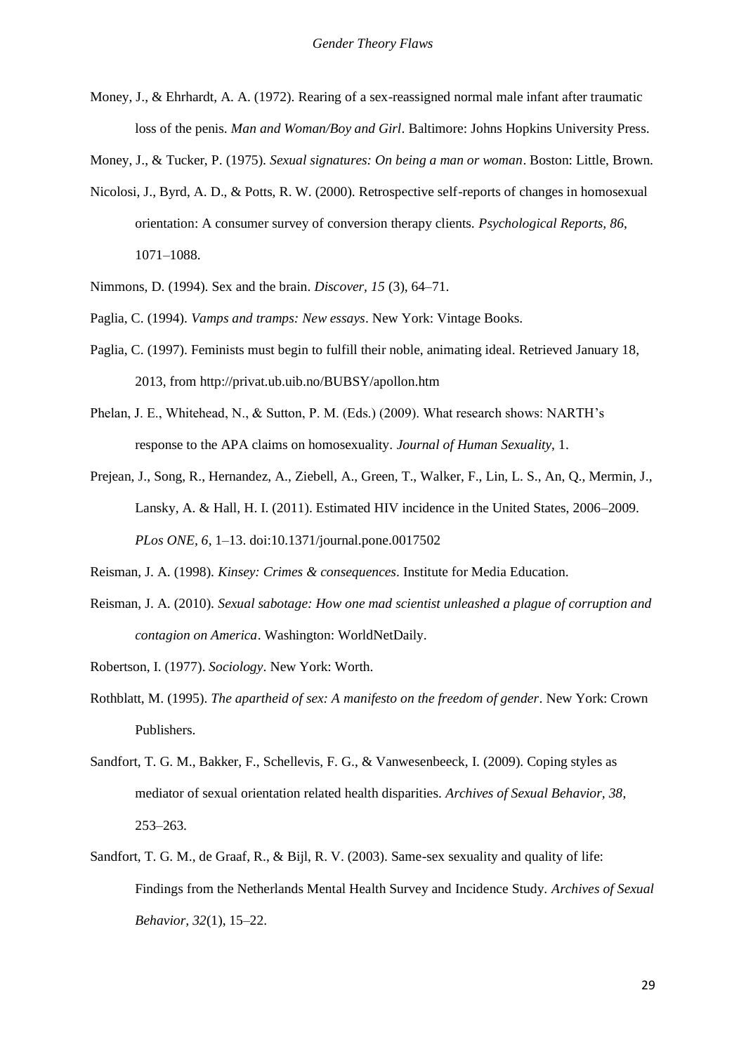Money, J., & Ehrhardt, A. A. (1972). Rearing of a sex-reassigned normal male infant after traumatic loss of the penis. *Man and Woman/Boy and Girl*. Baltimore: Johns Hopkins University Press.

Money, J., & Tucker, P. (1975). *Sexual signatures: On being a man or woman*. Boston: Little, Brown.

Nicolosi, J., Byrd, A. D., & Potts, R. W. (2000). Retrospective self-reports of changes in homosexual orientation: A consumer survey of conversion therapy clients. *Psychological Reports, 86*, 1071–1088.

Nimmons, D. (1994). Sex and the brain. *Discover, 15* (3), 64–71.

Paglia, C. (1994). *Vamps and tramps: New essays*. New York: Vintage Books.

Paglia, C. (1997). Feminists must begin to fulfill their noble, animating ideal. Retrieved January 18, 2013, from http://privat.ub.uib.no/BUBSY/apollon.htm

Phelan, J. E., Whitehead, N., & Sutton, P. M. (Eds.) (2009). What research shows: NARTH's response to the APA claims on homosexuality. *Journal of Human Sexuality*, 1.

Prejean, J., Song, R., Hernandez, A., Ziebell, A., Green, T., Walker, F., Lin, L. S., An, Q., Mermin, J., Lansky, A. & Hall, H. I. (2011). Estimated HIV incidence in the United States, 2006–2009. *PLos ONE, 6*, 1–13. doi:10.1371/journal.pone.0017502

Reisman, J. A. (1998). *Kinsey: Crimes & consequences*. Institute for Media Education.

Reisman, J. A. (2010). *Sexual sabotage: How one mad scientist unleashed a plague of corruption and contagion on America*. Washington: WorldNetDaily.

Robertson, I. (1977). *Sociology*. New York: Worth.

Rothblatt, M. (1995). *The apartheid of sex: A manifesto on the freedom of gender*. New York: Crown Publishers.

Sandfort, T. G. M., Bakker, F., Schellevis, F. G., & Vanwesenbeeck, I. (2009). Coping styles as mediator of sexual orientation related health disparities. *Archives of Sexual Behavior, 38*, 253–263.

Sandfort, T. G. M., de Graaf, R., & Bijl, R. V. (2003). Same-sex sexuality and quality of life: Findings from the Netherlands Mental Health Survey and Incidence Study. *Archives of Sexual Behavior, 32*(1), 15–22.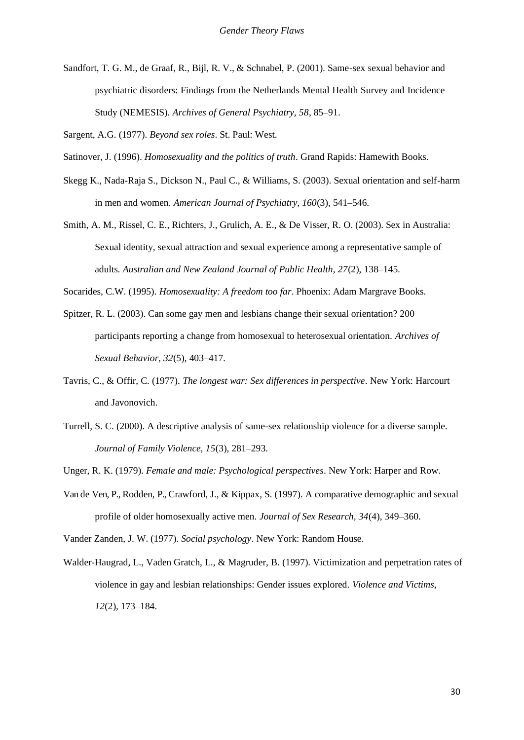Sandfort, T. G. M., de Graaf, R., Bijl, R. V., & Schnabel, P. (2001). Same-sex sexual behavior and psychiatric disorders: Findings from the Netherlands Mental Health Survey and Incidence Study (NEMESIS). *Archives of General Psychiatry, 58*, 85–91.

Sargent, A.G. (1977). *Beyond sex roles*. St. Paul: West.

Satinover, J. (1996). *Homosexuality and the politics of truth*. Grand Rapids: Hamewith Books.

Skegg K., Nada-Raja S., Dickson N., Paul C., & Williams, S. (2003). Sexual orientation and self-harm in men and women. *American Journal of Psychiatry, 160*(3), 541–546.

Smith, A. M., Rissel, C. E., Richters, J., Grulich, A. E., & De Visser, R. O. (2003). Sex in Australia: Sexual identity, sexual attraction and sexual experience among a representative sample of adults. *Australian and New Zealand Journal of Public Health, 27*(2), 138–145.

Socarides, C.W. (1995). *Homosexuality: A freedom too far*. Phoenix: Adam Margrave Books.

Spitzer, R. L. (2003). Can some gay men and lesbians change their sexual orientation? 200 participants reporting a change from homosexual to heterosexual orientation. *Archives of Sexual Behavior, 32*(5), 403–417.

Tavris, C., & Offir, C. (1977). *The longest war: Sex differences in perspective*. New York: Harcourt and Javonovich.

Turrell, S. C. (2000). A descriptive analysis of same-sex relationship violence for a diverse sample. *Journal of Family Violence, 15*(3), 281–293.

Unger, R. K. (1979). *Female and male: Psychological perspectives*. New York: Harper and Row.

Van de Ven, P., Rodden, P., Crawford, J., & Kippax, S. (1997). A comparative demographic and sexual profile of older homosexually active men. *Journal of Sex Research, 34*(4), 349–360.

Vander Zanden, J. W. (1977). *Social psychology*. New York: Random House.

Walder-Haugrad, L., Vaden Gratch, L., & Magruder, B. (1997). Victimization and perpetration rates of violence in gay and lesbian relationships: Gender issues explored. *Violence and Victims, 12*(2), 173–184.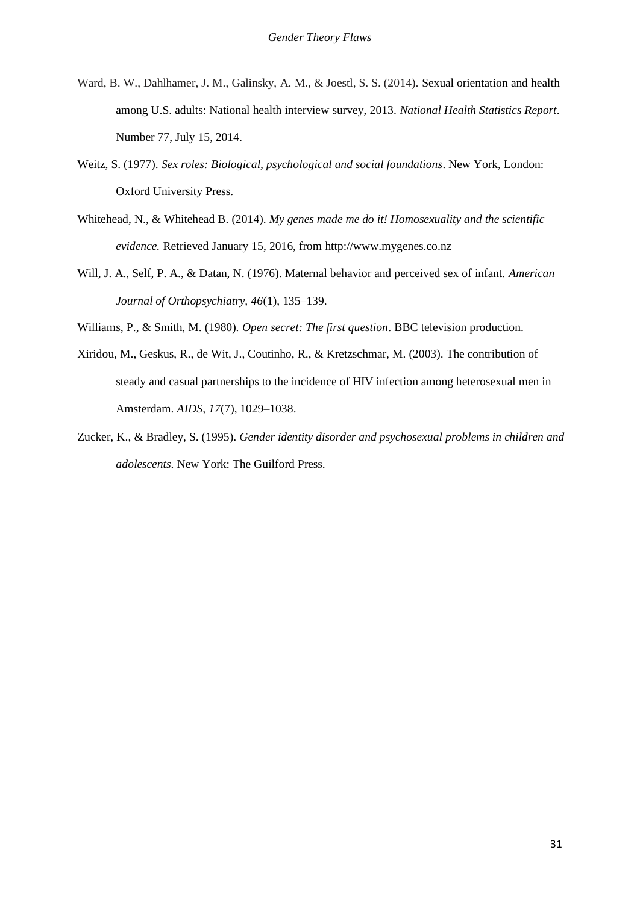Ward, B. W., Dahlhamer, J. M., Galinsky, A. M., & Joestl, S. S. (2014). Sexual orientation and health among U.S. adults: National health interview survey, 2013. *National Health Statistics Report*. Number 77, July 15, 2014.

Weitz, S. (1977). *Sex roles: Biological, psychological and social foundations*. New York, London: Oxford University Press.

Whitehead, N., & Whitehead B. (2014). *My genes made me do it! Homosexuality and the scientific evidence.* Retrieved January 15, 2016, from http://www.mygenes.co.nz

Will, J. A., Self, P. A., & Datan, N. (1976). Maternal behavior and perceived sex of infant. *American Journal of Orthopsychiatry, 46*(1), 135–139.

Williams, P., & Smith, M. (1980). *Open secret: The first question*. BBC television production.

Xiridou, M., Geskus, R., de Wit, J., Coutinho, R., & Kretzschmar, M. (2003). The contribution of steady and casual partnerships to the incidence of HIV infection among heterosexual men in Amsterdam. *AIDS, 17*(7), 1029–1038.

Zucker, K., & Bradley, S. (1995). *Gender identity disorder and psychosexual problems in children and adolescents*. New York: The Guilford Press.